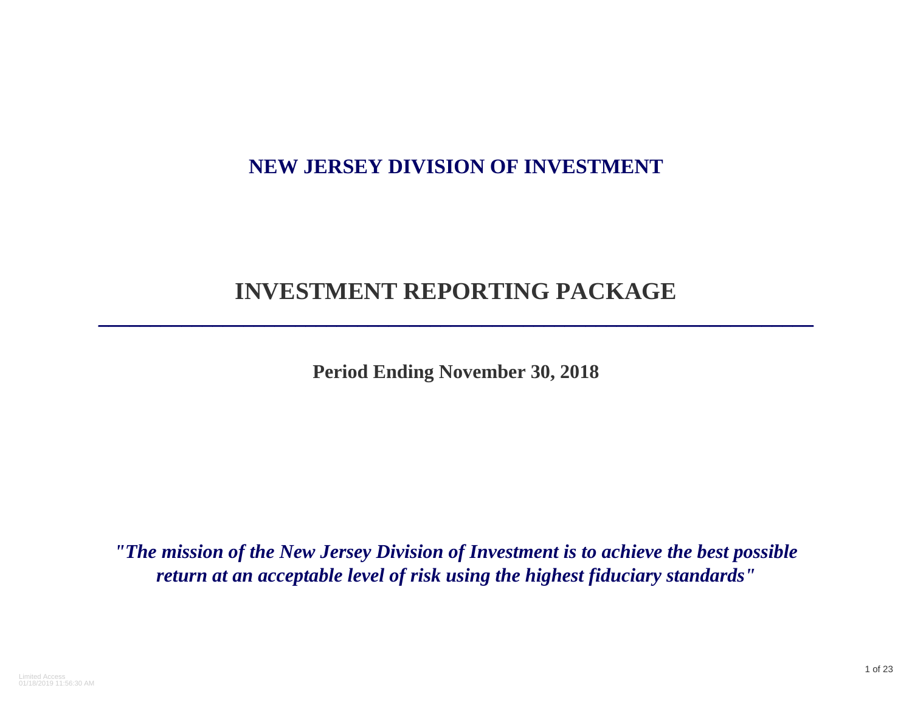# NEW JERSEY DIVISION OF INVESTMENT

# INVESTMENT REPORTING PACKAGE

**Period Ending November 30, 2018**

***"The mission of the New Jersey Division of Investment is to achieve the best possible return at an acceptable level of risk using the highest fiduciary standards"***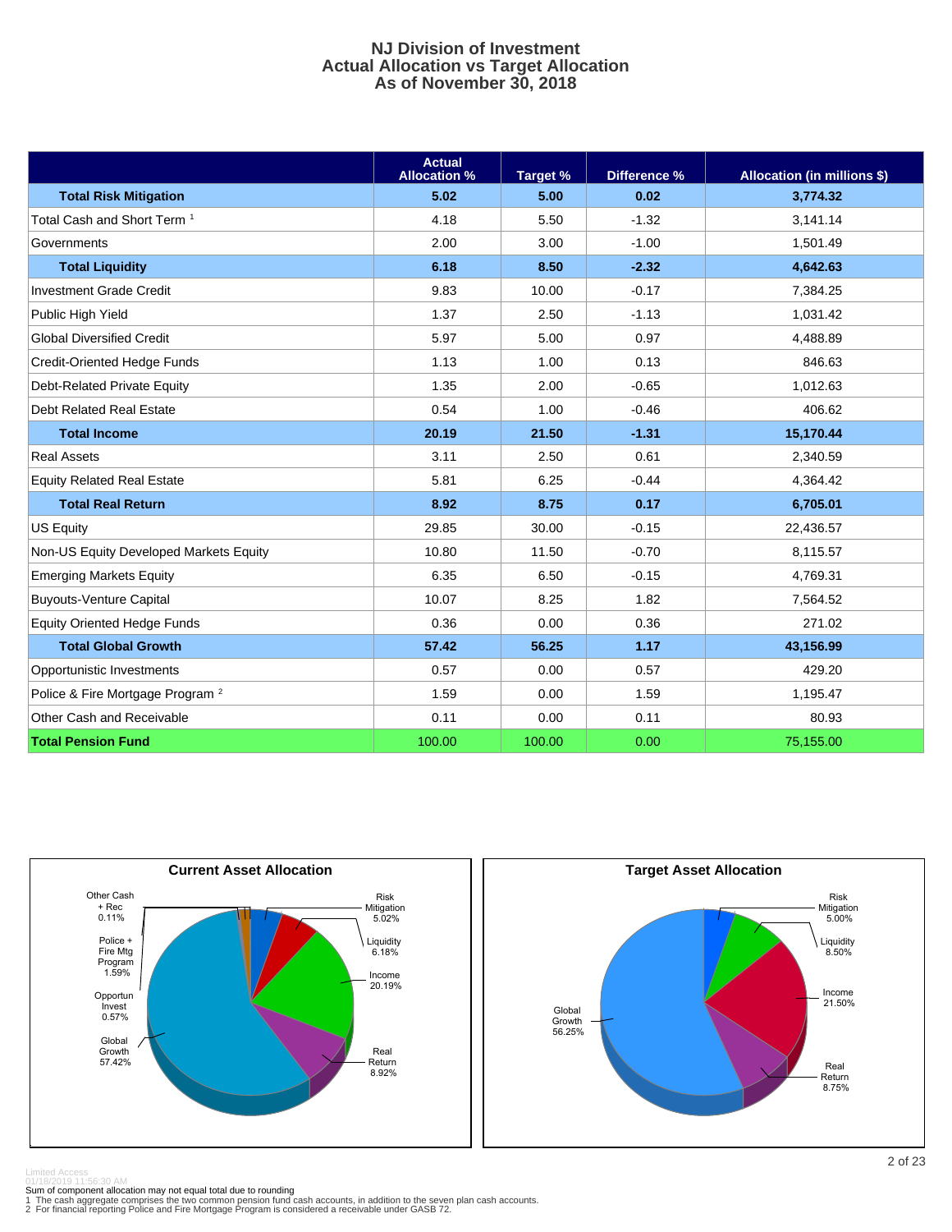# NJ Division of Investment
## Actual Allocation vs Target Allocation
## As of November 30, 2018

| | Actual Allocation % | Target % | Difference % | Allocation (in millions $) |
|---|---|---|---|---|
| **Total Risk Mitigation** | **5.02** | **5.00** | **0.02** | **3,774.32** |
| Total Cash and Short Term [1] | 4.18 | 5.50 | -1.32 | 3,141.14 |
| Governments | 2.00 | 3.00 | -1.00 | 1,501.49 |
| **Total Liquidity** | **6.18** | **8.50** | **-2.32** | **4,642.63** |
| Investment Grade Credit | 9.83 | 10.00 | -0.17 | 7,384.25 |
| Public High Yield | 1.37 | 2.50 | -1.13 | 1,031.42 |
| Global Diversified Credit | 5.97 | 5.00 | 0.97 | 4,488.89 |
| Credit-Oriented Hedge Funds | 1.13 | 1.00 | 0.13 | 846.63 |
| Debt-Related Private Equity | 1.35 | 2.00 | -0.65 | 1,012.63 |
| Debt Related Real Estate | 0.54 | 1.00 | -0.46 | 406.62 |
| **Total Income** | **20.19** | **21.50** | **-1.31** | **15,170.44** |
| Real Assets | 3.11 | 2.50 | 0.61 | 2,340.59 |
| Equity Related Real Estate | 5.81 | 6.25 | -0.44 | 4,364.42 |
| **Total Real Return** | **8.92** | **8.75** | **0.17** | **6,705.01** |
| US Equity | 29.85 | 30.00 | -0.15 | 22,436.57 |
| Non-US Equity Developed Markets Equity | 10.80 | 11.50 | -0.70 | 8,115.57 |
| Emerging Markets Equity | 6.35 | 6.50 | -0.15 | 4,769.31 |
| Buyouts-Venture Capital | 10.07 | 8.25 | 1.82 | 7,564.52 |
| Equity Oriented Hedge Funds | 0.36 | 0.00 | 0.36 | 271.02 |
| **Total Global Growth** | **57.42** | **56.25** | **1.17** | **43,156.99** |
| Opportunistic Investments | 0.57 | 0.00 | 0.57 | 429.20 |
| Police & Fire Mortgage Program [2] | 1.59 | 0.00 | 1.59 | 1,195.47 |
| Other Cash and Receivable | 0.11 | 0.00 | 0.11 | 80.93 |
| **Total Pension Fund** | 100.00 | 100.00 | 0.00 | 75,155.00 |

### Current Asset Allocation

- Other Cash + Rec 0.11%
- Police + Fire Mtg Program 1.59%
- Opportun Invest 0.57%
- Global Growth 57.42%
- Risk Mitigation 5.02%
- Liquidity 6.18%
- Income 20.19%
- Real Return 8.92%

### Target Asset Allocation

- Risk Mitigation 5.00%
- Liquidity 8.50%
- Income 21.50%
- Real Return 8.75%
- Global Growth 56.25%

Limited Access
01/18/2019 11:56:30 AM

Sum of component allocation may not equal total due to rounding

1 The cash aggregate comprises the two common pension fund cash accounts, in addition to the seven plan cash accounts.

2 For financial reporting Police and Fire Mortgage Program is considered a receivable under GASB 72.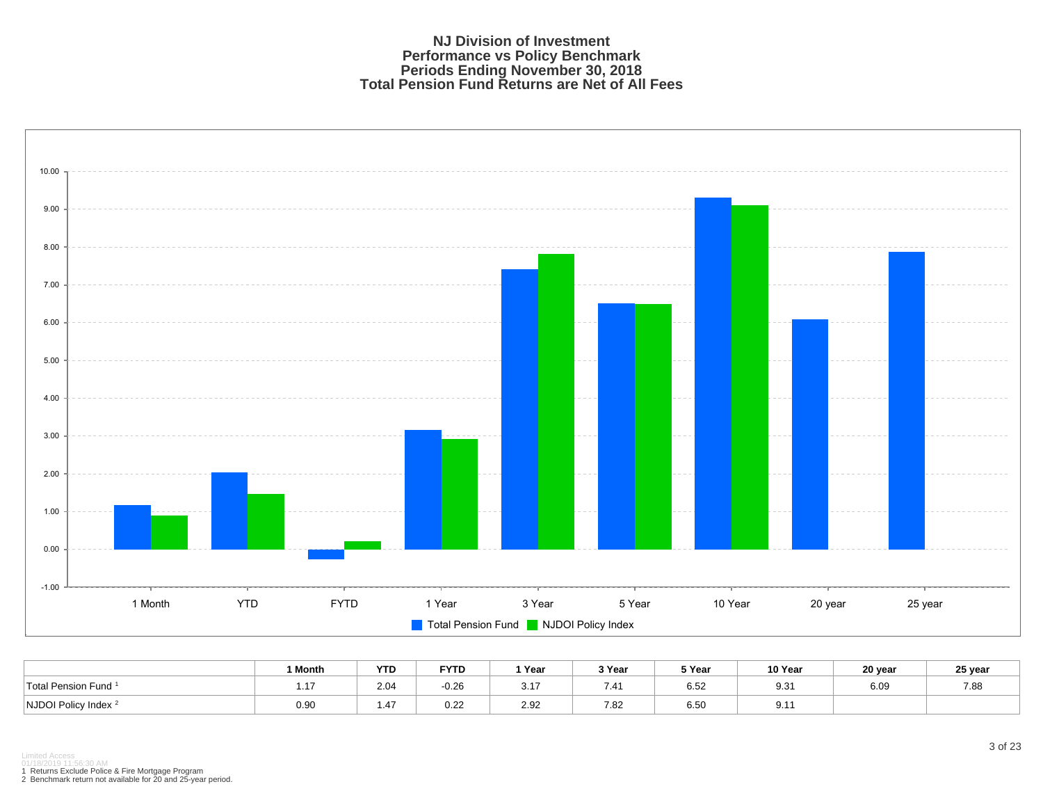# NJ Division of Investment
## Performance vs Policy Benchmark
## Periods Ending November 30, 2018
## Total Pension Fund Returns are Net of All Fees

| | 1 Month | YTD | FYTD | 1 Year | 3 Year | 5 Year | 10 Year | 20 year | 25 year |
|---|---|---|---|---|---|---|---|---|---|
| Total Pension Fund [1] | 1.17 | 2.04 | -0.26 | 3.17 | 7.41 | 6.52 | 9.31 | 6.09 | 7.88 |
| NJDOI Policy Index [2] | 0.90 | 1.47 | 0.22 | 2.92 | 7.82 | 6.50 | 9.11 | | |

Limited Access
01/18/2019 11:56:30 AM

1 Returns Exclude Police & Fire Mortgage Program
2 Benchmark return not available for 20 and 25-year period.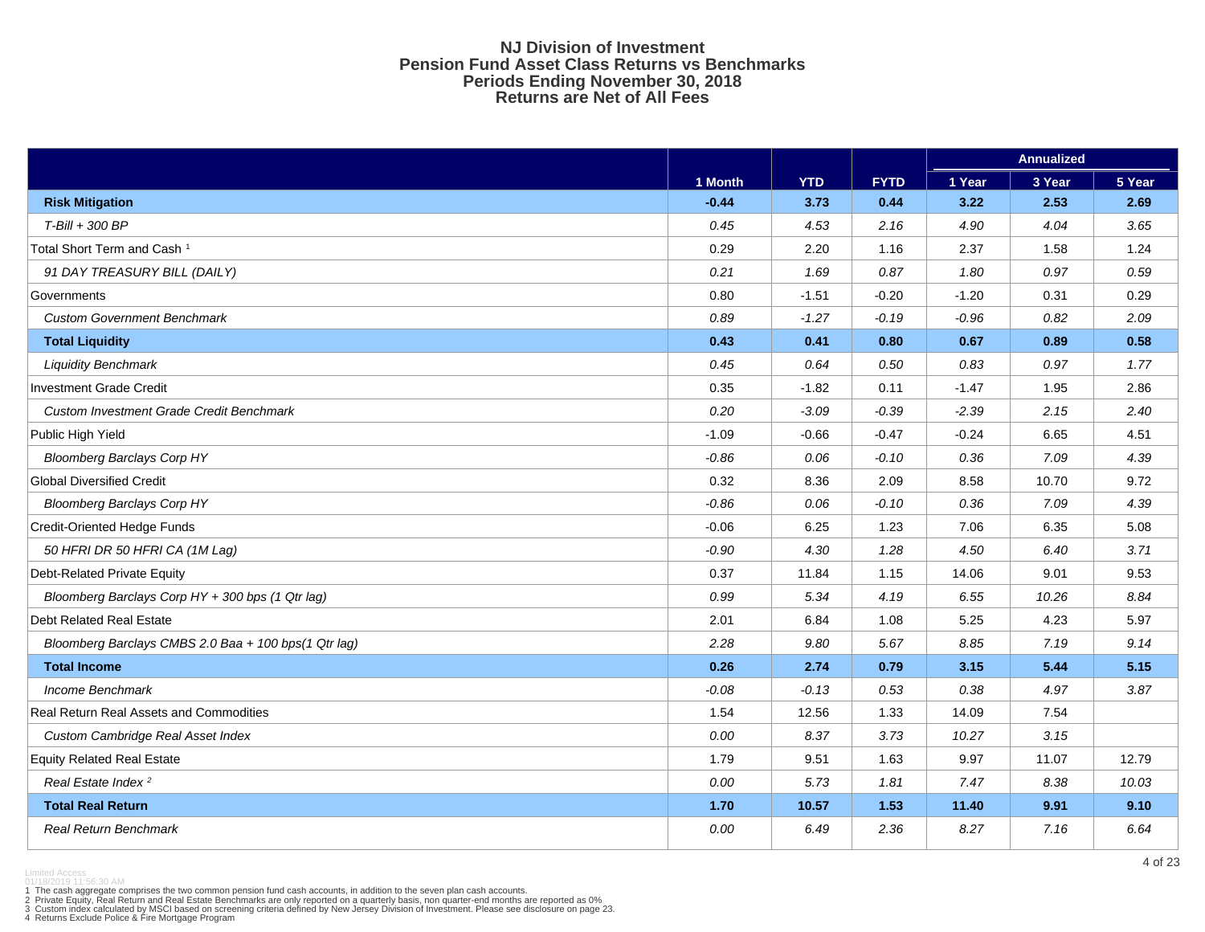# NJ Division of Investment
## Pension Fund Asset Class Returns vs Benchmarks
## Periods Ending November 30, 2018
## Returns are Net of All Fees

| | | | | Annualized | | |
|---|---|---|---|---|---|---|
| | 1 Month | YTD | FYTD | 1 Year | 3 Year | 5 Year |
| **Risk Mitigation** | **-0.44** | **3.73** | **0.44** | **3.22** | **2.53** | **2.69** |
| *T-Bill + 300 BP* | *0.45* | *4.53* | *2.16* | *4.90* | *4.04* | *3.65* |
| Total Short Term and Cash [1] | 0.29 | 2.20 | 1.16 | 2.37 | 1.58 | 1.24 |
| *91 DAY TREASURY BILL (DAILY)* | *0.21* | *1.69* | *0.87* | *1.80* | *0.97* | *0.59* |
| Governments | 0.80 | -1.51 | -0.20 | -1.20 | 0.31 | 0.29 |
| *Custom Government Benchmark* | *0.89* | *-1.27* | *-0.19* | *-0.96* | *0.82* | *2.09* |
| **Total Liquidity** | **0.43** | **0.41** | **0.80** | **0.67** | **0.89** | **0.58** |
| *Liquidity Benchmark* | *0.45* | *0.64* | *0.50* | *0.83* | *0.97* | *1.77* |
| Investment Grade Credit | 0.35 | -1.82 | 0.11 | -1.47 | 1.95 | 2.86 |
| *Custom Investment Grade Credit Benchmark* | *0.20* | *-3.09* | *-0.39* | *-2.39* | *2.15* | *2.40* |
| Public High Yield | -1.09 | -0.66 | -0.47 | -0.24 | 6.65 | 4.51 |
| *Bloomberg Barclays Corp HY* | *-0.86* | *0.06* | *-0.10* | *0.36* | *7.09* | *4.39* |
| Global Diversified Credit | 0.32 | 8.36 | 2.09 | 8.58 | 10.70 | 9.72 |
| *Bloomberg Barclays Corp HY* | *-0.86* | *0.06* | *-0.10* | *0.36* | *7.09* | *4.39* |
| Credit-Oriented Hedge Funds | -0.06 | 6.25 | 1.23 | 7.06 | 6.35 | 5.08 |
| *50 HFRI DR 50 HFRI CA (1M Lag)* | *-0.90* | *4.30* | *1.28* | *4.50* | *6.40* | *3.71* |
| Debt-Related Private Equity | 0.37 | 11.84 | 1.15 | 14.06 | 9.01 | 9.53 |
| *Bloomberg Barclays Corp HY + 300 bps (1 Qtr lag)* | *0.99* | *5.34* | *4.19* | *6.55* | *10.26* | *8.84* |
| Debt Related Real Estate | 2.01 | 6.84 | 1.08 | 5.25 | 4.23 | 5.97 |
| *Bloomberg Barclays CMBS 2.0 Baa + 100 bps(1 Qtr lag)* | *2.28* | *9.80* | *5.67* | *8.85* | *7.19* | *9.14* |
| **Total Income** | **0.26** | **2.74** | **0.79** | **3.15** | **5.44** | **5.15** |
| *Income Benchmark* | *-0.08* | *-0.13* | *0.53* | *0.38* | *4.97* | *3.87* |
| Real Return Real Assets and Commodities | 1.54 | 12.56 | 1.33 | 14.09 | 7.54 | |
| *Custom Cambridge Real Asset Index* | *0.00* | *8.37* | *3.73* | *10.27* | *3.15* | |
| Equity Related Real Estate | 1.79 | 9.51 | 1.63 | 9.97 | 11.07 | 12.79 |
| *Real Estate Index [2]* | *0.00* | *5.73* | *1.81* | *7.47* | *8.38* | *10.03* |
| **Total Real Return** | **1.70** | **10.57** | **1.53** | **11.40** | **9.91** | **9.10** |
| *Real Return Benchmark* | *0.00* | *6.49* | *2.36* | *8.27* | *7.16* | *6.64* |

Limited Access
01/18/2019 11:56:30 AM

1 The cash aggregate comprises the two common pension fund cash accounts, in addition to the seven plan cash accounts.
2 Private Equity, Real Return and Real Estate Benchmarks are only reported on a quarterly basis, non quarter-end months are reported as 0%
3 Custom index calculated by MSCI based on screening criteria defined by New Jersey Division of Investment. Please see disclosure on page 23.
4 Returns Exclude Police & Fire Mortgage Program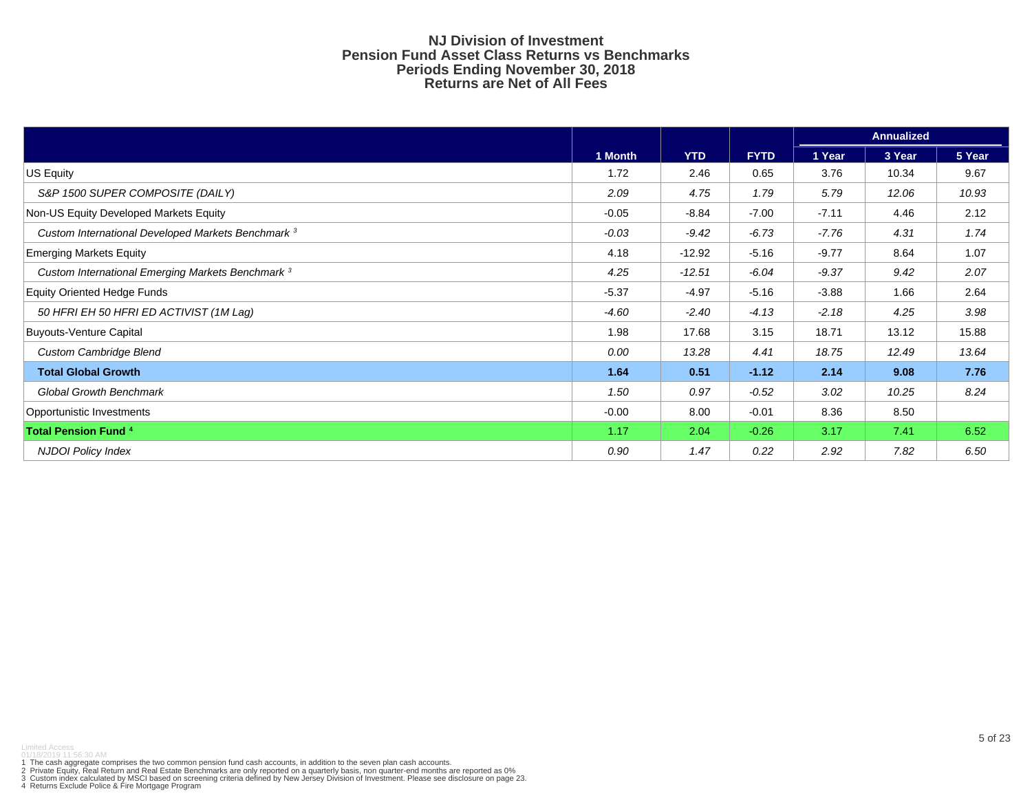# NJ Division of Investment
## Pension Fund Asset Class Returns vs Benchmarks
## Periods Ending November 30, 2018
## Returns are Net of All Fees

| | | | | Annualized | | |
|---|---|---|---|---|---|---|
| | 1 Month | YTD | FYTD | 1 Year | 3 Year | 5 Year |
| US Equity | 1.72 | 2.46 | 0.65 | 3.76 | 10.34 | 9.67 |
| *S&P 1500 SUPER COMPOSITE (DAILY)* | *2.09* | *4.75* | *1.79* | *5.79* | *12.06* | *10.93* |
| Non-US Equity Developed Markets Equity | -0.05 | -8.84 | -7.00 | -7.11 | 4.46 | 2.12 |
| *Custom International Developed Markets Benchmark [3]* | *-0.03* | *-9.42* | *-6.73* | *-7.76* | *4.31* | *1.74* |
| Emerging Markets Equity | 4.18 | -12.92 | -5.16 | -9.77 | 8.64 | 1.07 |
| *Custom International Emerging Markets Benchmark [3]* | *4.25* | *-12.51* | *-6.04* | *-9.37* | *9.42* | *2.07* |
| Equity Oriented Hedge Funds | -5.37 | -4.97 | -5.16 | -3.88 | 1.66 | 2.64 |
| *50 HFRI EH 50 HFRI ED ACTIVIST (1M Lag)* | *-4.60* | *-2.40* | *-4.13* | *-2.18* | *4.25* | *3.98* |
| Buyouts-Venture Capital | 1.98 | 17.68 | 3.15 | 18.71 | 13.12 | 15.88 |
| *Custom Cambridge Blend* | *0.00* | *13.28* | *4.41* | *18.75* | *12.49* | *13.64* |
| **Total Global Growth** | **1.64** | **0.51** | **-1.12** | **2.14** | **9.08** | **7.76** |
| *Global Growth Benchmark* | *1.50* | *0.97* | *-0.52* | *3.02* | *10.25* | *8.24* |
| Opportunistic Investments | -0.00 | 8.00 | -0.01 | 8.36 | 8.50 | |
| **Total Pension Fund [4]** | 1.17 | 2.04 | -0.26 | 3.17 | 7.41 | 6.52 |
| *NJDOI Policy Index* | *0.90* | *1.47* | *0.22* | *2.92* | *7.82* | *6.50* |

Limited Access
01/18/2019 11:56:30 AM

1 The cash aggregate comprises the two common pension fund cash accounts, in addition to the seven plan cash accounts.
2 Private Equity, Real Return and Real Estate Benchmarks are only reported on a quarterly basis, non quarter-end months are reported as 0%
3 Custom index calculated by MSCI based on screening criteria defined by New Jersey Division of Investment. Please see disclosure on page 23.
4 Returns Exclude Police & Fire Mortgage Program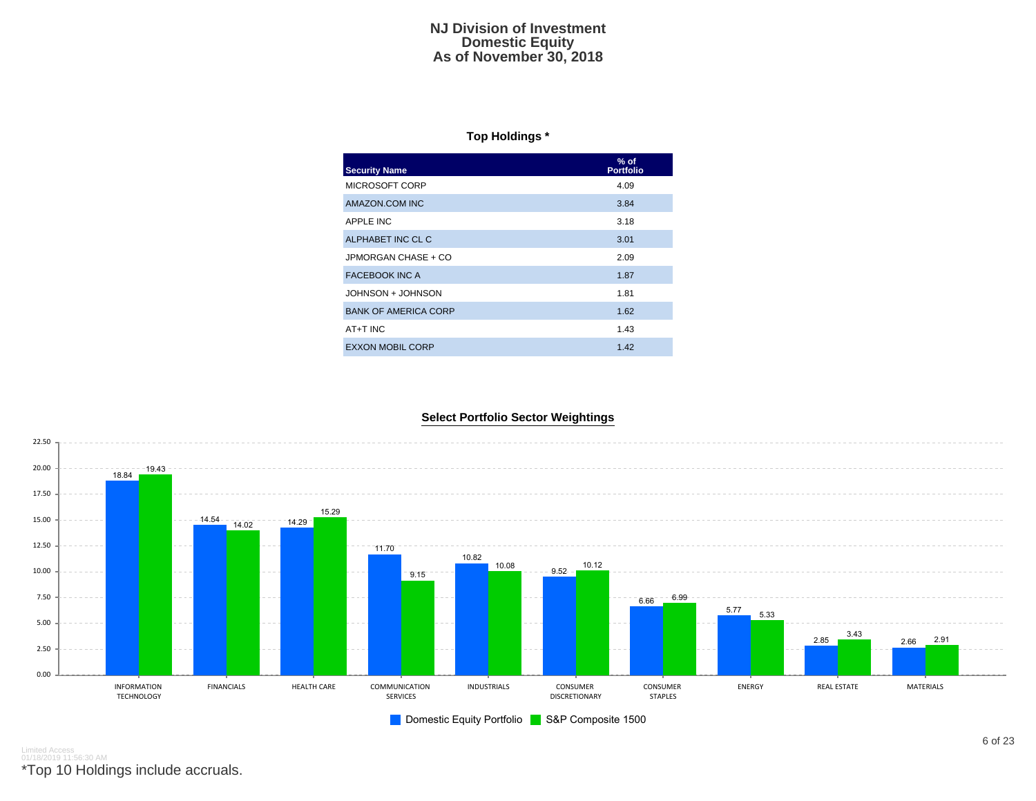# NJ Division of Investment
## Domestic Equity
## As of November 30, 2018

### Top Holdings *

| Security Name | % of Portfolio |
|---|---|
| MICROSOFT CORP | 4.09 |
| AMAZON.COM INC | 3.84 |
| APPLE INC | 3.18 |
| ALPHABET INC CL C | 3.01 |
| JPMORGAN CHASE + CO | 2.09 |
| FACEBOOK INC A | 1.87 |
| JOHNSON + JOHNSON | 1.81 |
| BANK OF AMERICA CORP | 1.62 |
| AT+T INC | 1.43 |
| EXXON MOBIL CORP | 1.42 |

### Select Portfolio Sector Weightings

| Sector | Domestic Equity Portfolio | S&P Composite 1500 |
|---|---|---|
| INFORMATION TECHNOLOGY | 18.84 | 19.43 |
| FINANCIALS | 14.54 | 14.02 |
| HEALTH CARE | 14.29 | 15.29 |
| COMMUNICATION SERVICES | 11.70 | 9.15 |
| INDUSTRIALS | 10.82 | 10.08 |
| CONSUMER DISCRETIONARY | 9.52 | 10.12 |
| CONSUMER STAPLES | 6.66 | 6.99 |
| ENERGY | 5.77 | 5.33 |
| REAL ESTATE | 2.85 | 3.43 |
| MATERIALS | 2.66 | 2.91 |

Limited Access
01/18/2019 11:56:30 AM

*Top 10 Holdings include accruals.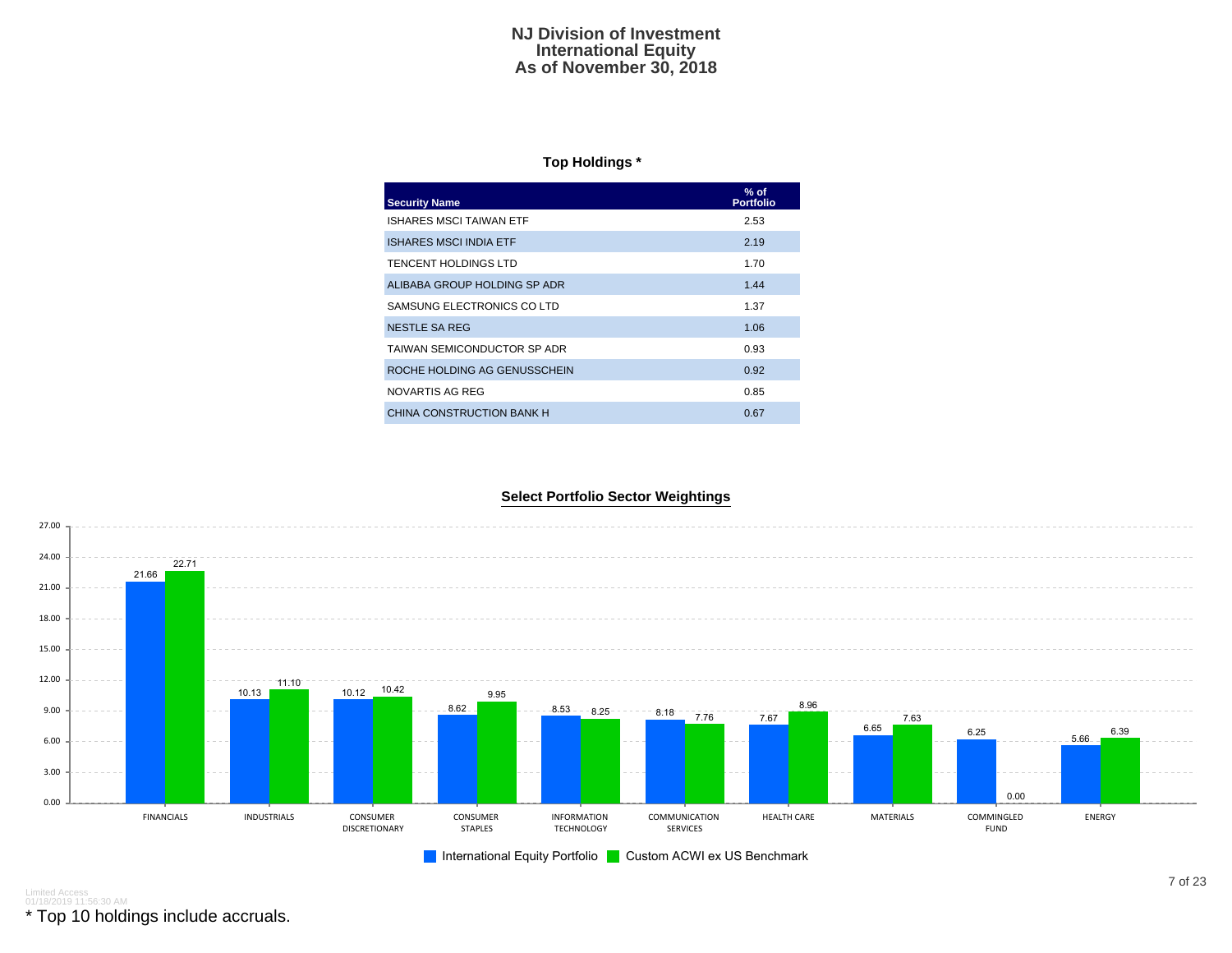# NJ Division of Investment
## International Equity
## As of November 30, 2018

### Top Holdings *

| Security Name | % of Portfolio |
|---|---|
| ISHARES MSCI TAIWAN ETF | 2.53 |
| ISHARES MSCI INDIA ETF | 2.19 |
| TENCENT HOLDINGS LTD | 1.70 |
| ALIBABA GROUP HOLDING SP ADR | 1.44 |
| SAMSUNG ELECTRONICS CO LTD | 1.37 |
| NESTLE SA REG | 1.06 |
| TAIWAN SEMICONDUCTOR SP ADR | 0.93 |
| ROCHE HOLDING AG GENUSSCHEIN | 0.92 |
| NOVARTIS AG REG | 0.85 |
| CHINA CONSTRUCTION BANK H | 0.67 |

### Select Portfolio Sector Weightings

| Sector | International Equity Portfolio | Custom ACWI ex US Benchmark |
|---|---|---|
| FINANCIALS | 21.66 | 22.71 |
| INDUSTRIALS | 10.13 | 11.10 |
| CONSUMER DISCRETIONARY | 10.12 | 10.42 |
| CONSUMER STAPLES | 8.62 | 9.95 |
| INFORMATION TECHNOLOGY | 8.53 | 8.25 |
| COMMUNICATION SERVICES | 8.18 | 7.76 |
| HEALTH CARE | 7.67 | 8.96 |
| MATERIALS | 6.65 | 7.63 |
| COMMINGLED FUND | 6.25 | 0.00 |
| ENERGY | 5.66 | 6.39 |

Limited Access
01/18/2019 11:56:30 AM

* Top 10 holdings include accruals.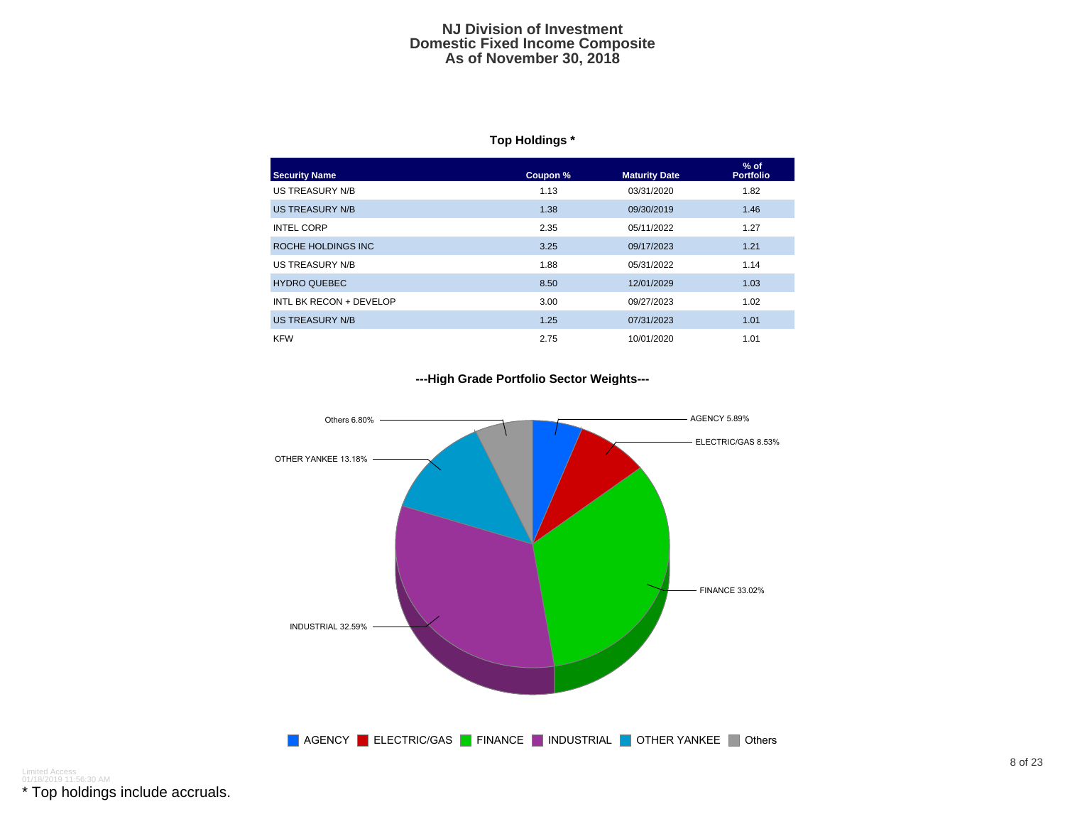# NJ Division of Investment
# Domestic Fixed Income Composite
# As of November 30, 2018

## Top Holdings *

| Security Name | Coupon % | Maturity Date | % of Portfolio |
|---|---|---|---|
| US TREASURY N/B | 1.13 | 03/31/2020 | 1.82 |
| US TREASURY N/B | 1.38 | 09/30/2019 | 1.46 |
| INTEL CORP | 2.35 | 05/11/2022 | 1.27 |
| ROCHE HOLDINGS INC | 3.25 | 09/17/2023 | 1.21 |
| US TREASURY N/B | 1.88 | 05/31/2022 | 1.14 |
| HYDRO QUEBEC | 8.50 | 12/01/2029 | 1.03 |
| INTL BK RECON + DEVELOP | 3.00 | 09/27/2023 | 1.02 |
| US TREASURY N/B | 1.25 | 07/31/2023 | 1.01 |
| KFW | 2.75 | 10/01/2020 | 1.01 |

## ---High Grade Portfolio Sector Weights---

| Sector | Weight |
|---|---|
| AGENCY | 5.89% |
| ELECTRIC/GAS | 8.53% |
| FINANCE | 33.02% |
| INDUSTRIAL | 32.59% |
| OTHER YANKEE | 13.18% |
| Others | 6.80% |

Limited Access
01/18/2019 11:56:30 AM

* Top holdings include accruals.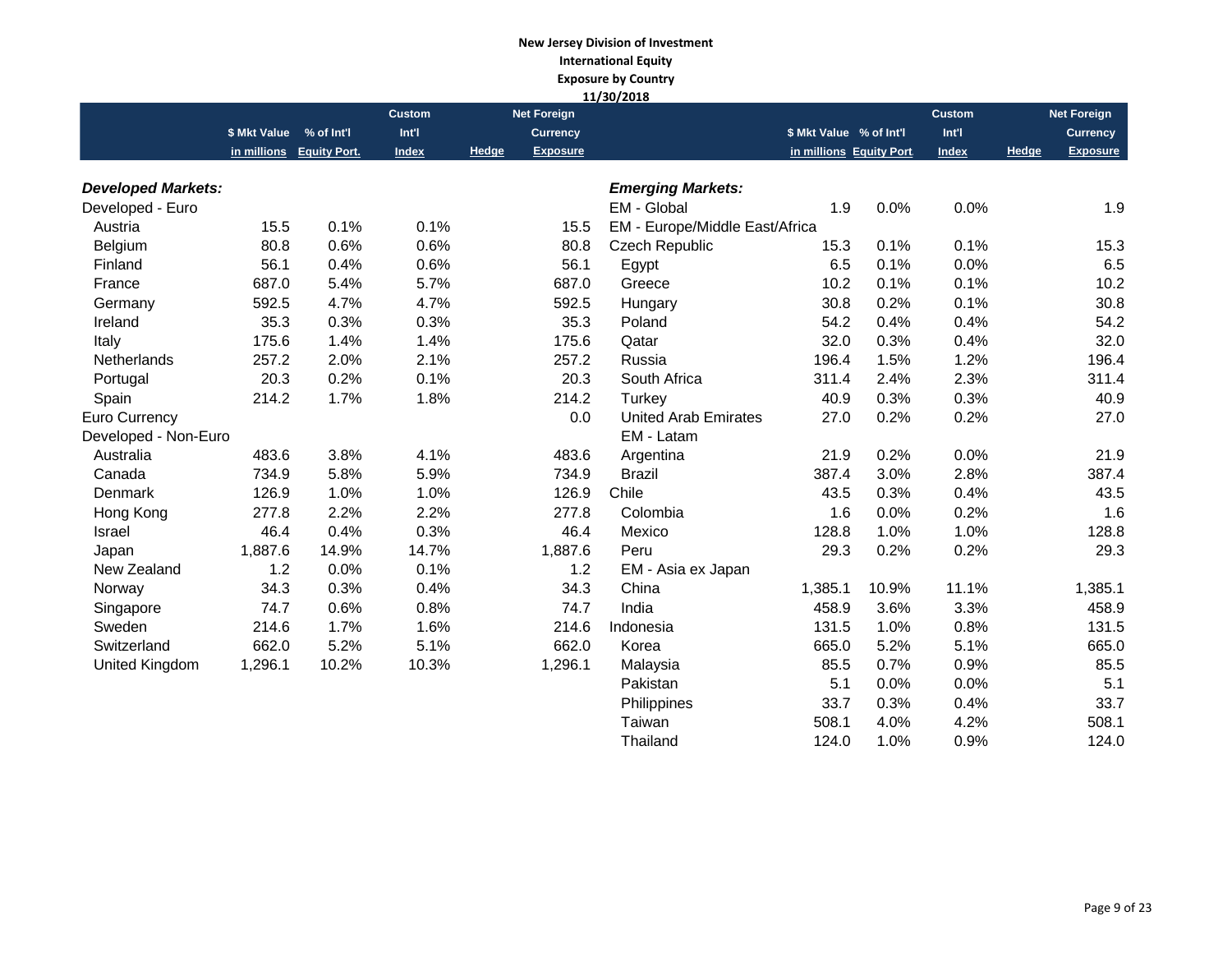**New Jersey Division of Investment**
**International Equity**
**Exposure by Country**
**11/30/2018**

| | $ Mkt Value in millions | % of Int'l Equity Port. | Custom Int'l Index | Hedge | Net Foreign Currency Exposure |
|---|---|---|---|---|---|
| ***Developed Markets:*** | | | | | |
| Developed - Euro | | | | | |
| Austria | 15.5 | 0.1% | 0.1% | | 15.5 |
| Belgium | 80.8 | 0.6% | 0.6% | | 80.8 |
| Finland | 56.1 | 0.4% | 0.6% | | 56.1 |
| France | 687.0 | 5.4% | 5.7% | | 687.0 |
| Germany | 592.5 | 4.7% | 4.7% | | 592.5 |
| Ireland | 35.3 | 0.3% | 0.3% | | 35.3 |
| Italy | 175.6 | 1.4% | 1.4% | | 175.6 |
| Netherlands | 257.2 | 2.0% | 2.1% | | 257.2 |
| Portugal | 20.3 | 0.2% | 0.1% | | 20.3 |
| Spain | 214.2 | 1.7% | 1.8% | | 214.2 |
| Euro Currency | | | | | 0.0 |
| Developed - Non-Euro | | | | | |
| Australia | 483.6 | 3.8% | 4.1% | | 483.6 |
| Canada | 734.9 | 5.8% | 5.9% | | 734.9 |
| Denmark | 126.9 | 1.0% | 1.0% | | 126.9 |
| Hong Kong | 277.8 | 2.2% | 2.2% | | 277.8 |
| Israel | 46.4 | 0.4% | 0.3% | | 46.4 |
| Japan | 1,887.6 | 14.9% | 14.7% | | 1,887.6 |
| New Zealand | 1.2 | 0.0% | 0.1% | | 1.2 |
| Norway | 34.3 | 0.3% | 0.4% | | 34.3 |
| Singapore | 74.7 | 0.6% | 0.8% | | 74.7 |
| Sweden | 214.6 | 1.7% | 1.6% | | 214.6 |
| Switzerland | 662.0 | 5.2% | 5.1% | | 662.0 |
| United Kingdom | 1,296.1 | 10.2% | 10.3% | | 1,296.1 |

| | $ Mkt Value in millions | % of Int'l Equity Port. | Custom Int'l Index | Hedge | Net Foreign Currency Exposure |
|---|---|---|---|---|---|
| ***Emerging Markets:*** | | | | | |
| EM - Global | 1.9 | 0.0% | 0.0% | | 1.9 |
| EM - Europe/Middle East/Africa | | | | | |
| Czech Republic | 15.3 | 0.1% | 0.1% | | 15.3 |
| Egypt | 6.5 | 0.1% | 0.0% | | 6.5 |
| Greece | 10.2 | 0.1% | 0.1% | | 10.2 |
| Hungary | 30.8 | 0.2% | 0.1% | | 30.8 |
| Poland | 54.2 | 0.4% | 0.4% | | 54.2 |
| Qatar | 32.0 | 0.3% | 0.4% | | 32.0 |
| Russia | 196.4 | 1.5% | 1.2% | | 196.4 |
| South Africa | 311.4 | 2.4% | 2.3% | | 311.4 |
| Turkey | 40.9 | 0.3% | 0.3% | | 40.9 |
| United Arab Emirates | 27.0 | 0.2% | 0.2% | | 27.0 |
| EM - Latam | | | | | |
| Argentina | 21.9 | 0.2% | 0.0% | | 21.9 |
| Brazil | 387.4 | 3.0% | 2.8% | | 387.4 |
| Chile | 43.5 | 0.3% | 0.4% | | 43.5 |
| Colombia | 1.6 | 0.0% | 0.2% | | 1.6 |
| Mexico | 128.8 | 1.0% | 1.0% | | 128.8 |
| Peru | 29.3 | 0.2% | 0.2% | | 29.3 |
| EM - Asia ex Japan | | | | | |
| China | 1,385.1 | 10.9% | 11.1% | | 1,385.1 |
| India | 458.9 | 3.6% | 3.3% | | 458.9 |
| Indonesia | 131.5 | 1.0% | 0.8% | | 131.5 |
| Korea | 665.0 | 5.2% | 5.1% | | 665.0 |
| Malaysia | 85.5 | 0.7% | 0.9% | | 85.5 |
| Pakistan | 5.1 | 0.0% | 0.0% | | 5.1 |
| Philippines | 33.7 | 0.3% | 0.4% | | 33.7 |
| Taiwan | 508.1 | 4.0% | 4.2% | | 508.1 |
| Thailand | 124.0 | 1.0% | 0.9% | | 124.0 |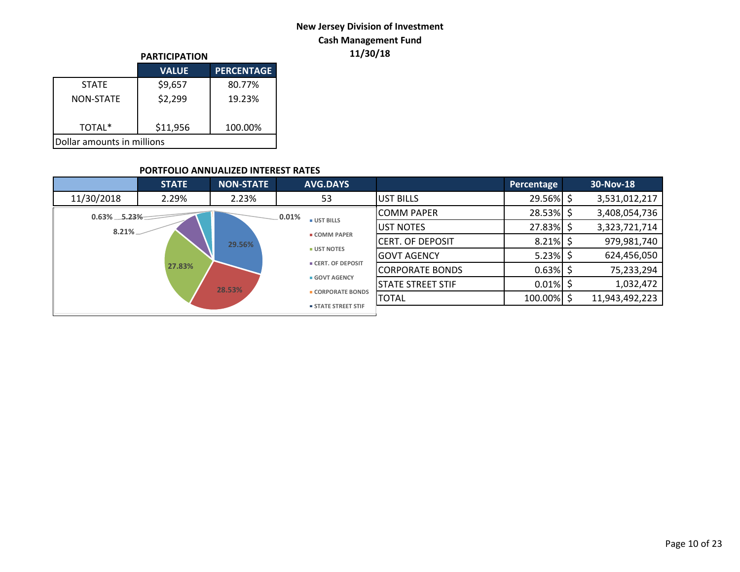# New Jersey Division of Investment
## Cash Management Fund
## 11/30/18

**PARTICIPATION**

| | VALUE | PERCENTAGE |
|---|---|---|
| STATE | $9,657 | 80.77% |
| NON-STATE | $2,299 | 19.23% |
| TOTAL* | $11,956 | 100.00% |
| Dollar amounts in millions | | |

**PORTFOLIO ANNUALIZED INTEREST RATES**

| | STATE | NON-STATE | AVG.DAYS |
|---|---|---|---|
| 11/30/2018 | 2.29% | 2.23% | 53 |

| | Percentage | 30-Nov-18 |
|---|---|---|
| UST BILLS | 29.56% | $ 3,531,012,217 |
| COMM PAPER | 28.53% | $ 3,408,054,736 |
| UST NOTES | 27.83% | $ 3,323,721,714 |
| CERT. OF DEPOSIT | 8.21% | $ 979,981,740 |
| GOVT AGENCY | 5.23% | $ 624,456,050 |
| CORPORATE BONDS | 0.63% | $ 75,233,294 |
| STATE STREET STIF | 0.01% | $ 1,032,472 |
| TOTAL | 100.00% | $ 11,943,492,223 |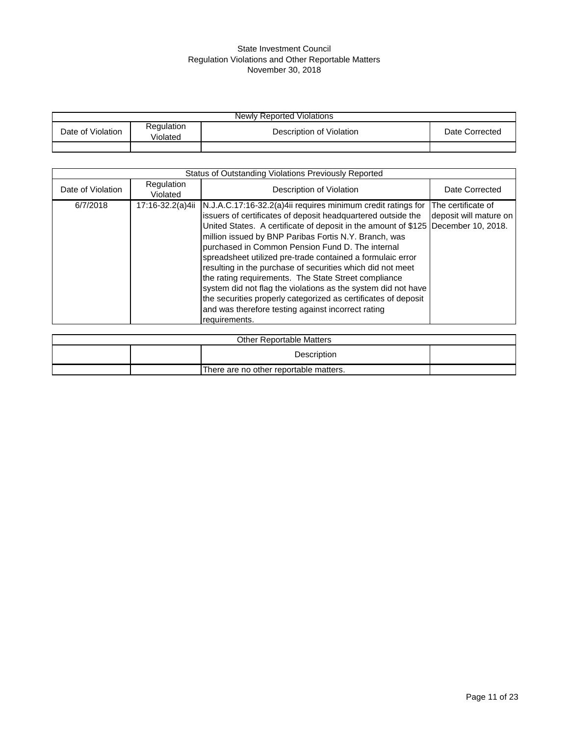# State Investment Council
## Regulation Violations and Other Reportable Matters
### November 30, 2018

| Newly Reported Violations | | | |
|---|---|---|---|
| Date of Violation | Regulation Violated | Description of Violation | Date Corrected |
| | | | |

| Status of Outstanding Violations Previously Reported | | | |
|---|---|---|---|
| Date of Violation | Regulation Violated | Description of Violation | Date Corrected |
| 6/7/2018 | 17:16-32.2(a)4ii | N.J.A.C.17:16-32.2(a)4ii requires minimum credit ratings for issuers of certificates of deposit headquartered outside the United States. A certificate of deposit in the amount of $125 million issued by BNP Paribas Fortis N.Y. Branch, was purchased in Common Pension Fund D. The internal spreadsheet utilized pre-trade contained a formulaic error resulting in the purchase of securities which did not meet the rating requirements. The State Street compliance system did not flag the violations as the system did not have the securities properly categorized as certificates of deposit and was therefore testing against incorrect rating requirements. | The certificate of deposit will mature on December 10, 2018. |

| Other Reportable Matters | | | |
|---|---|---|---|
| | | Description | |
| | | There are no other reportable matters. | |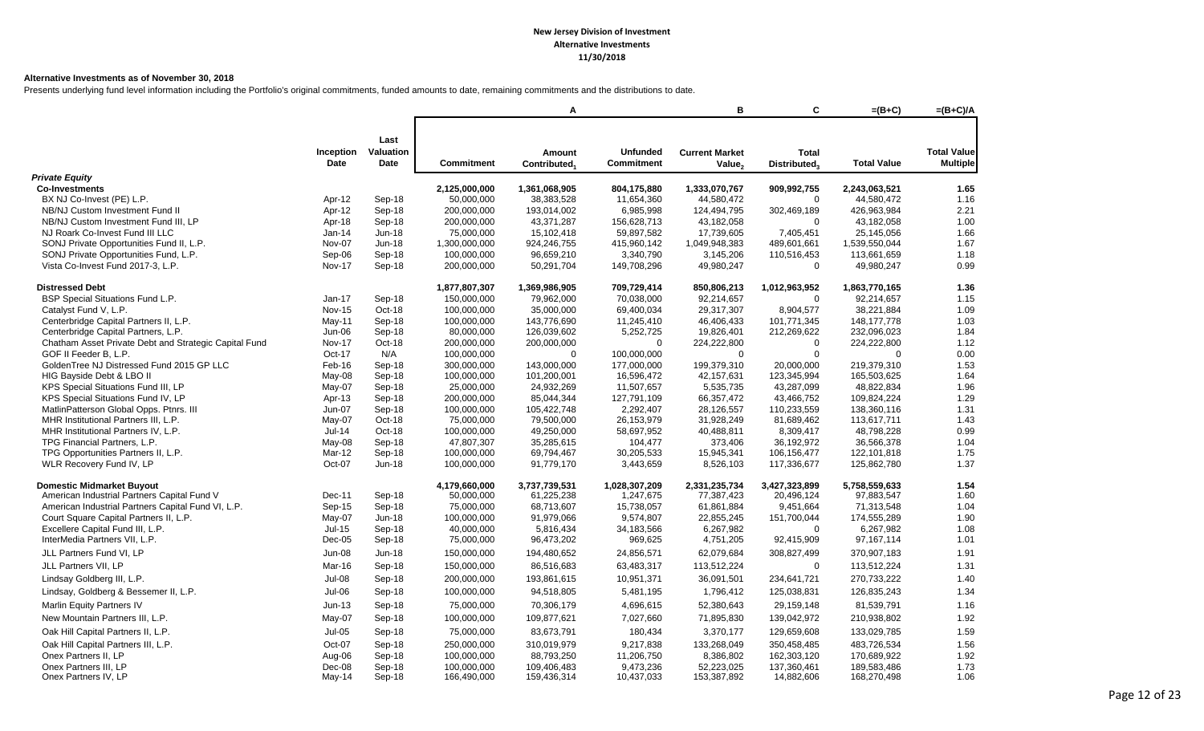**New Jersey Division of Investment**
**Alternative Investments**
**11/30/2018**

**Alternative Investments as of November 30, 2018**

Presents underlying fund level information including the Portfolio's original commitments, funded amounts to date, remaining commitments and the distributions to date.

| | Inception Date | Last Valuation Date | Commitment | A<br>Amount Contributed[1] | Unfunded Commitment | B<br>Current Market Value[2] | C<br>Total Distributed[3] | =(B+C)<br>Total Value | =(B+C)/A<br>Total Value Multiple |
|---|---|---|---|---|---|---|---|---|---|
| ***Private Equity*** | | | | | | | | | |
| **Co-Investments** | | | 2,125,000,000 | 1,361,068,905 | 804,175,880 | 1,333,070,767 | 909,992,755 | 2,243,063,521 | 1.65 |
| BX NJ Co-Invest (PE) L.P. | Apr-12 | Sep-18 | 50,000,000 | 38,383,528 | 11,654,360 | 44,580,472 | 0 | 44,580,472 | 1.16 |
| NB/NJ Custom Investment Fund II | Apr-12 | Sep-18 | 200,000,000 | 193,014,002 | 6,985,998 | 124,494,795 | 302,469,189 | 426,963,984 | 2.21 |
| NB/NJ Custom Investment Fund III, LP | Apr-18 | Sep-18 | 200,000,000 | 43,371,287 | 156,628,713 | 43,182,058 | 0 | 43,182,058 | 1.00 |
| NJ Roark Co-Invest Fund III LLC | Jan-14 | Jun-18 | 75,000,000 | 15,102,418 | 59,897,582 | 17,739,605 | 7,405,451 | 25,145,056 | 1.66 |
| SONJ Private Opportunities Fund II, L.P. | Nov-07 | Jun-18 | 1,300,000,000 | 924,246,755 | 415,960,142 | 1,049,948,383 | 489,601,661 | 1,539,550,044 | 1.67 |
| SONJ Private Opportunities Fund, L.P. | Sep-06 | Sep-18 | 100,000,000 | 96,659,210 | 3,340,790 | 3,145,206 | 110,516,453 | 113,661,659 | 1.18 |
| Vista Co-Invest Fund 2017-3, L.P. | Nov-17 | Sep-18 | 200,000,000 | 50,291,704 | 149,708,296 | 49,980,247 | 0 | 49,980,247 | 0.99 |
| **Distressed Debt** | | | 1,877,807,307 | 1,369,986,905 | 709,729,414 | 850,806,213 | 1,012,963,952 | 1,863,770,165 | 1.36 |
| BSP Special Situations Fund L.P. | Jan-17 | Sep-18 | 150,000,000 | 79,962,000 | 70,038,000 | 92,214,657 | 0 | 92,214,657 | 1.15 |
| Catalyst Fund V, L.P. | Nov-15 | Oct-18 | 100,000,000 | 35,000,000 | 69,400,034 | 29,317,307 | 8,904,577 | 38,221,884 | 1.09 |
| Centerbridge Capital Partners II, L.P. | May-11 | Sep-18 | 100,000,000 | 143,776,690 | 11,245,410 | 46,406,433 | 101,771,345 | 148,177,778 | 1.03 |
| Centerbridge Capital Partners, L.P. | Jun-06 | Sep-18 | 80,000,000 | 126,039,602 | 5,252,725 | 19,826,401 | 212,269,622 | 232,096,023 | 1.84 |
| Chatham Asset Private Debt and Strategic Capital Fund | Nov-17 | Oct-18 | 200,000,000 | 200,000,000 | 0 | 224,222,800 | 0 | 224,222,800 | 1.12 |
| GOF II Feeder B, L.P. | Oct-17 | N/A | 100,000,000 | 0 | 100,000,000 | 0 | 0 | 0 | 0.00 |
| GoldenTree NJ Distressed Fund 2015 GP LLC | Feb-16 | Sep-18 | 300,000,000 | 143,000,000 | 177,000,000 | 199,379,310 | 20,000,000 | 219,379,310 | 1.53 |
| HIG Bayside Debt & LBO II | May-08 | Sep-18 | 100,000,000 | 101,200,001 | 16,596,472 | 42,157,631 | 123,345,994 | 165,503,625 | 1.64 |
| KPS Special Situations Fund III, LP | May-07 | Sep-18 | 25,000,000 | 24,932,269 | 11,507,657 | 5,535,735 | 43,287,099 | 48,822,834 | 1.96 |
| KPS Special Situations Fund IV, LP | Apr-13 | Sep-18 | 200,000,000 | 85,044,344 | 127,791,109 | 66,357,472 | 43,466,752 | 109,824,224 | 1.29 |
| MatlinPatterson Global Opps. Ptnrs. III | Jun-07 | Sep-18 | 100,000,000 | 105,422,748 | 2,292,407 | 28,126,557 | 110,233,559 | 138,360,116 | 1.31 |
| MHR Institutional Partners III, L.P. | May-07 | Oct-18 | 75,000,000 | 79,500,000 | 26,153,979 | 31,928,249 | 81,689,462 | 113,617,711 | 1.43 |
| MHR Institutional Partners IV, L.P. | Jul-14 | Oct-18 | 100,000,000 | 49,250,000 | 58,697,952 | 40,488,811 | 8,309,417 | 48,798,228 | 0.99 |
| TPG Financial Partners, L.P. | May-08 | Sep-18 | 47,807,307 | 35,285,615 | 104,477 | 373,406 | 36,192,972 | 36,566,378 | 1.04 |
| TPG Opportunities Partners II, L.P. | Mar-12 | Sep-18 | 100,000,000 | 69,794,467 | 30,205,533 | 15,945,341 | 106,156,477 | 122,101,818 | 1.75 |
| WLR Recovery Fund IV, LP | Oct-07 | Jun-18 | 100,000,000 | 91,779,170 | 3,443,659 | 8,526,103 | 117,336,677 | 125,862,780 | 1.37 |
| **Domestic Midmarket Buyout** | | | 4,179,660,000 | 3,737,739,531 | 1,028,307,209 | 2,331,235,734 | 3,427,323,899 | 5,758,559,633 | 1.54 |
| American Industrial Partners Capital Fund V | Dec-11 | Sep-18 | 50,000,000 | 61,225,238 | 1,247,675 | 77,387,423 | 20,496,124 | 97,883,547 | 1.60 |
| American Industrial Partners Capital Fund VI, L.P. | Sep-15 | Sep-18 | 75,000,000 | 68,713,607 | 15,738,057 | 61,861,884 | 9,451,664 | 71,313,548 | 1.04 |
| Court Square Capital Partners II, L.P. | May-07 | Jun-18 | 100,000,000 | 91,979,066 | 9,574,807 | 22,855,245 | 151,700,044 | 174,555,289 | 1.90 |
| Excellere Capital Fund III, L.P. | Jul-15 | Sep-18 | 40,000,000 | 5,816,434 | 34,183,566 | 6,267,982 | 0 | 6,267,982 | 1.08 |
| InterMedia Partners VII, L.P. | Dec-05 | Sep-18 | 75,000,000 | 96,473,202 | 969,625 | 4,751,205 | 92,415,909 | 97,167,114 | 1.01 |
| JLL Partners Fund VI, LP | Jun-08 | Jun-18 | 150,000,000 | 194,480,652 | 24,856,571 | 62,079,684 | 308,827,499 | 370,907,183 | 1.91 |
| JLL Partners VII, LP | Mar-16 | Sep-18 | 150,000,000 | 86,516,683 | 63,483,317 | 113,512,224 | 0 | 113,512,224 | 1.31 |
| Lindsay Goldberg III, L.P. | Jul-08 | Sep-18 | 200,000,000 | 193,861,615 | 10,951,371 | 36,091,501 | 234,641,721 | 270,733,222 | 1.40 |
| Lindsay, Goldberg & Bessemer II, L.P. | Jul-06 | Sep-18 | 100,000,000 | 94,518,805 | 5,481,195 | 1,796,412 | 125,038,831 | 126,835,243 | 1.34 |
| Marlin Equity Partners IV | Jun-13 | Sep-18 | 75,000,000 | 70,306,179 | 4,696,615 | 52,380,643 | 29,159,148 | 81,539,791 | 1.16 |
| New Mountain Partners III, L.P. | May-07 | Sep-18 | 100,000,000 | 109,877,621 | 7,027,660 | 71,895,830 | 139,042,972 | 210,938,802 | 1.92 |
| Oak Hill Capital Partners II, L.P. | Jul-05 | Sep-18 | 75,000,000 | 83,673,791 | 180,434 | 3,370,177 | 129,659,608 | 133,029,785 | 1.59 |
| Oak Hill Capital Partners III, L.P. | Oct-07 | Sep-18 | 250,000,000 | 310,019,979 | 9,217,838 | 133,268,049 | 350,458,485 | 483,726,534 | 1.56 |
| Onex Partners II, LP | Aug-06 | Sep-18 | 100,000,000 | 88,793,250 | 11,206,750 | 8,386,802 | 162,303,120 | 170,689,922 | 1.92 |
| Onex Partners III, LP | Dec-08 | Sep-18 | 100,000,000 | 109,406,483 | 9,473,236 | 52,223,025 | 137,360,461 | 189,583,486 | 1.73 |
| Onex Partners IV, LP | May-14 | Sep-18 | 166,490,000 | 159,436,314 | 10,437,033 | 153,387,892 | 14,882,606 | 168,270,498 | 1.06 |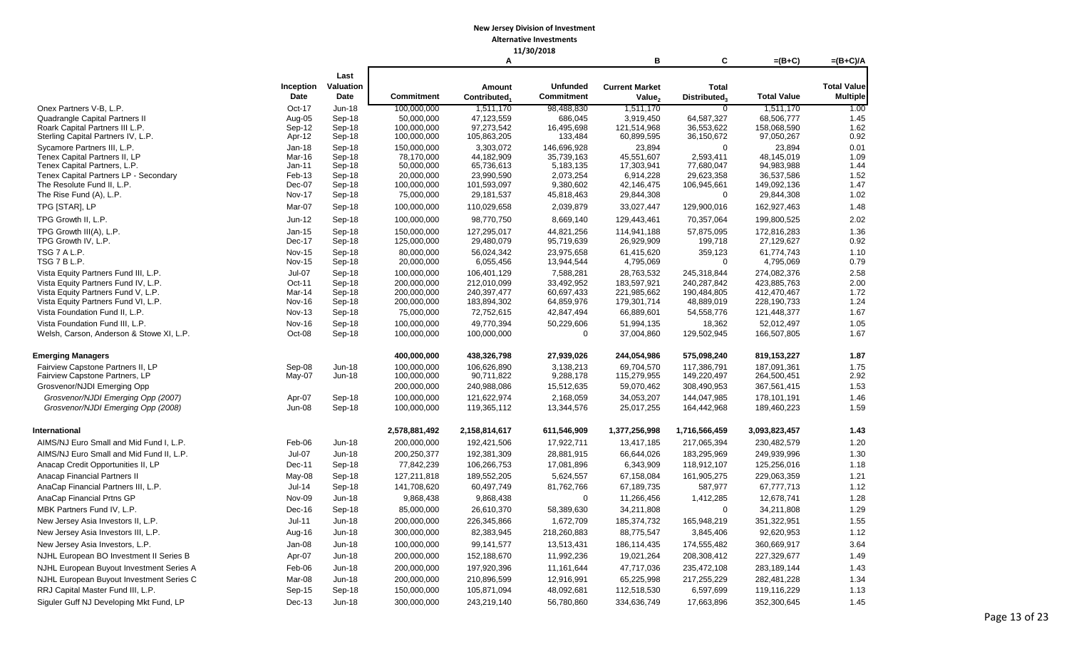**New Jersey Division of Investment**

**Alternative Investments**

**11/30/2018**

| | Inception Date | Last Valuation Date | Commitment | A Amount Contributed[1] | Unfunded Commitment | B Current Market Value[2] | C Total Distributed[3] | =(B+C) Total Value | =(B+C)/A Total Value Multiple |
|---|---|---|---|---|---|---|---|---|---|
| Onex Partners V-B, L.P. | Oct-17 | Jun-18 | 100,000,000 | 1,511,170 | 98,488,830 | 1,511,170 | 0 | 1,511,170 | 1.00 |
| Quadrangle Capital Partners II | Aug-05 | Sep-18 | 50,000,000 | 47,123,559 | 686,045 | 3,919,450 | 64,587,327 | 68,506,777 | 1.45 |
| Roark Capital Partners III L.P. | Sep-12 | Sep-18 | 100,000,000 | 97,273,542 | 16,495,698 | 121,514,968 | 36,553,622 | 158,068,590 | 1.62 |
| Sterling Capital Partners IV, L.P. | Apr-12 | Sep-18 | 100,000,000 | 105,863,205 | 133,484 | 60,899,595 | 36,150,672 | 97,050,267 | 0.92 |
| Sycamore Partners III, L.P. | Jan-18 | Sep-18 | 150,000,000 | 3,303,072 | 146,696,928 | 23,894 | 0 | 23,894 | 0.01 |
| Tenex Capital Partners II, LP | Mar-16 | Sep-18 | 78,170,000 | 44,182,909 | 35,739,163 | 45,551,607 | 2,593,411 | 48,145,019 | 1.09 |
| Tenex Capital Partners, L.P. | Jan-11 | Sep-18 | 50,000,000 | 65,736,613 | 5,183,135 | 17,303,941 | 77,680,047 | 94,983,988 | 1.44 |
| Tenex Capital Partners LP - Secondary | Feb-13 | Sep-18 | 20,000,000 | 23,990,590 | 2,073,254 | 6,914,228 | 29,623,358 | 36,537,586 | 1.52 |
| The Resolute Fund II, L.P. | Dec-07 | Sep-18 | 100,000,000 | 101,593,097 | 9,380,602 | 42,146,475 | 106,945,661 | 149,092,136 | 1.47 |
| The Rise Fund (A), L.P. | Nov-17 | Sep-18 | 75,000,000 | 29,181,537 | 45,818,463 | 29,844,308 | 0 | 29,844,308 | 1.02 |
| TPG [STAR], LP | Mar-07 | Sep-18 | 100,000,000 | 110,029,658 | 2,039,879 | 33,027,447 | 129,900,016 | 162,927,463 | 1.48 |
| TPG Growth II, L.P. | Jun-12 | Sep-18 | 100,000,000 | 98,770,750 | 8,669,140 | 129,443,461 | 70,357,064 | 199,800,525 | 2.02 |
| TPG Growth III(A), L.P. | Jan-15 | Sep-18 | 150,000,000 | 127,295,017 | 44,821,256 | 114,941,188 | 57,875,095 | 172,816,283 | 1.36 |
| TPG Growth IV, L.P. | Dec-17 | Sep-18 | 125,000,000 | 29,480,079 | 95,719,639 | 26,929,909 | 199,718 | 27,129,627 | 0.92 |
| TSG 7 A L.P. | Nov-15 | Sep-18 | 80,000,000 | 56,024,342 | 23,975,658 | 61,415,620 | 359,123 | 61,774,743 | 1.10 |
| TSG 7 B L.P. | Nov-15 | Sep-18 | 20,000,000 | 6,055,456 | 13,944,544 | 4,795,069 | 0 | 4,795,069 | 0.79 |
| Vista Equity Partners Fund III, L.P. | Jul-07 | Sep-18 | 100,000,000 | 106,401,129 | 7,588,281 | 28,763,532 | 245,318,844 | 274,082,376 | 2.58 |
| Vista Equity Partners Fund IV, L.P. | Oct-11 | Sep-18 | 200,000,000 | 212,010,099 | 33,492,952 | 183,597,921 | 240,287,842 | 423,885,763 | 2.00 |
| Vista Equity Partners Fund V, L.P. | Mar-14 | Sep-18 | 200,000,000 | 240,397,477 | 60,697,433 | 221,985,662 | 190,484,805 | 412,470,467 | 1.72 |
| Vista Equity Partners Fund VI, L.P. | Nov-16 | Sep-18 | 200,000,000 | 183,894,302 | 64,859,976 | 179,301,714 | 48,889,019 | 228,190,733 | 1.24 |
| Vista Foundation Fund II, L.P. | Nov-13 | Sep-18 | 75,000,000 | 72,752,615 | 42,847,494 | 66,889,601 | 54,558,776 | 121,448,377 | 1.67 |
| Vista Foundation Fund III, L.P. | Nov-16 | Sep-18 | 100,000,000 | 49,770,394 | 50,229,606 | 51,994,135 | 18,362 | 52,012,497 | 1.05 |
| Welsh, Carson, Anderson & Stowe XI, L.P. | Oct-08 | Sep-18 | 100,000,000 | 100,000,000 | 0 | 37,004,860 | 129,502,945 | 166,507,805 | 1.67 |
| **Emerging Managers** | | | **400,000,000** | **438,326,798** | **27,939,026** | **244,054,986** | **575,098,240** | **819,153,227** | **1.87** |
| Fairview Capstone Partners II, LP | Sep-08 | Jun-18 | 100,000,000 | 106,626,890 | 3,138,213 | 69,704,570 | 117,386,791 | 187,091,361 | 1.75 |
| Fairview Capstone Partners, LP | May-07 | Jun-18 | 100,000,000 | 90,711,822 | 9,288,178 | 115,279,955 | 149,220,497 | 264,500,451 | 2.92 |
| Grosvenor/NJDI Emerging Opp | | | 200,000,000 | 240,988,086 | 15,512,635 | 59,070,462 | 308,490,953 | 367,561,415 | 1.53 |
| *Grosvenor/NJDI Emerging Opp (2007)* | Apr-07 | Sep-18 | 100,000,000 | 121,622,974 | 2,168,059 | 34,053,207 | 144,047,985 | 178,101,191 | 1.46 |
| *Grosvenor/NJDI Emerging Opp (2008)* | Jun-08 | Sep-18 | 100,000,000 | 119,365,112 | 13,344,576 | 25,017,255 | 164,442,968 | 189,460,223 | 1.59 |
| **International** | | | **2,578,881,492** | **2,158,814,617** | **611,546,909** | **1,377,256,998** | **1,716,566,459** | **3,093,823,457** | **1.43** |
| AIMS/NJ Euro Small and Mid Fund I, L.P. | Feb-06 | Jun-18 | 200,000,000 | 192,421,506 | 17,922,711 | 13,417,185 | 217,065,394 | 230,482,579 | 1.20 |
| AIMS/NJ Euro Small and Mid Fund II, L.P. | Jul-07 | Jun-18 | 200,250,377 | 192,381,309 | 28,881,915 | 66,644,026 | 183,295,969 | 249,939,996 | 1.30 |
| Anacap Credit Opportunities II, LP | Dec-11 | Sep-18 | 77,842,239 | 106,266,753 | 17,081,896 | 6,343,909 | 118,912,107 | 125,256,016 | 1.18 |
| Anacap Financial Partners II | May-08 | Sep-18 | 127,211,818 | 189,552,205 | 5,624,557 | 67,158,084 | 161,905,275 | 229,063,359 | 1.21 |
| AnaCap Financial Partners III, L.P. | Jul-14 | Sep-18 | 141,708,620 | 60,497,749 | 81,762,766 | 67,189,735 | 587,977 | 67,777,713 | 1.12 |
| AnaCap Financial Prtns GP | Nov-09 | Jun-18 | 9,868,438 | 9,868,438 | 0 | 11,266,456 | 1,412,285 | 12,678,741 | 1.28 |
| MBK Partners Fund IV, L.P. | Dec-16 | Sep-18 | 85,000,000 | 26,610,370 | 58,389,630 | 34,211,808 | 0 | 34,211,808 | 1.29 |
| New Jersey Asia Investors II, L.P. | Jul-11 | Jun-18 | 200,000,000 | 226,345,866 | 1,672,709 | 185,374,732 | 165,948,219 | 351,322,951 | 1.55 |
| New Jersey Asia Investors III, L.P. | Aug-16 | Jun-18 | 300,000,000 | 82,383,945 | 218,260,883 | 88,775,547 | 3,845,406 | 92,620,953 | 1.12 |
| New Jersey Asia Investors, L.P. | Jan-08 | Jun-18 | 100,000,000 | 99,141,577 | 13,513,431 | 186,114,435 | 174,555,482 | 360,669,917 | 3.64 |
| NJHL European BO Investment II Series B | Apr-07 | Jun-18 | 200,000,000 | 152,188,670 | 11,992,236 | 19,021,264 | 208,308,412 | 227,329,677 | 1.49 |
| NJHL European Buyout Investment Series A | Feb-06 | Jun-18 | 200,000,000 | 197,920,396 | 11,161,644 | 47,717,036 | 235,472,108 | 283,189,144 | 1.43 |
| NJHL European Buyout Investment Series C | Mar-08 | Jun-18 | 200,000,000 | 210,896,599 | 12,916,991 | 65,225,998 | 217,255,229 | 282,481,228 | 1.34 |
| RRJ Capital Master Fund III, L.P. | Sep-15 | Sep-18 | 150,000,000 | 105,871,094 | 48,092,681 | 112,518,530 | 6,597,699 | 119,116,229 | 1.13 |
| Siguler Guff NJ Developing Mkt Fund, LP | Dec-13 | Jun-18 | 300,000,000 | 243,219,140 | 56,780,860 | 334,636,749 | 17,663,896 | 352,300,645 | 1.45 |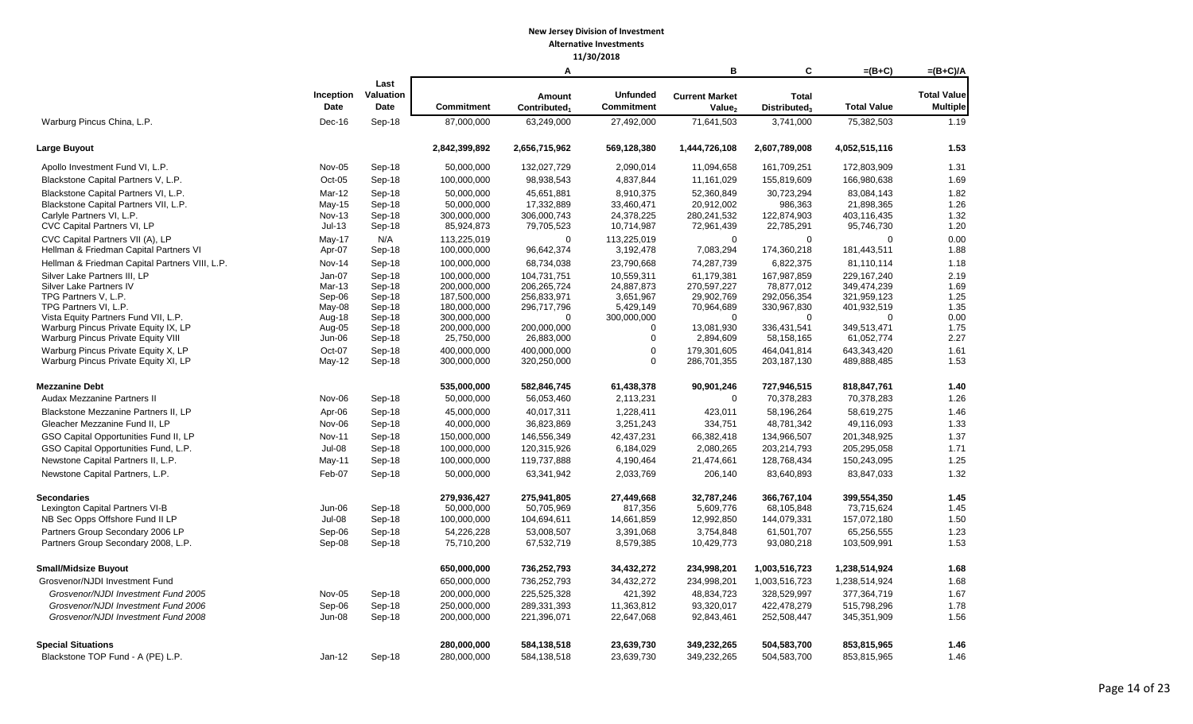**New Jersey Division of Investment**
**Alternative Investments**
**11/30/2018**

| | Inception Date | Last Valuation Date | Commitment | A<br>Amount Contributed[1] | Unfunded Commitment | B<br>Current Market Value[2] | C<br>Total Distributed[3] | =(B+C)<br>Total Value | =(B+C)/A<br>Total Value Multiple |
|---|---|---|---|---|---|---|---|---|---|
| Warburg Pincus China, L.P. | Dec-16 | Sep-18 | 87,000,000 | 63,249,000 | 27,492,000 | 71,641,503 | 3,741,000 | 75,382,503 | 1.19 |
| **Large Buyout** | | | **2,842,399,892** | **2,656,715,962** | **569,128,380** | **1,444,726,108** | **2,607,789,008** | **4,052,515,116** | **1.53** |
| Apollo Investment Fund VI, L.P. | Nov-05 | Sep-18 | 50,000,000 | 132,027,729 | 2,090,014 | 11,094,658 | 161,709,251 | 172,803,909 | 1.31 |
| Blackstone Capital Partners V, L.P. | Oct-05 | Sep-18 | 100,000,000 | 98,938,543 | 4,837,844 | 11,161,029 | 155,819,609 | 166,980,638 | 1.69 |
| Blackstone Capital Partners VI, L.P. | Mar-12 | Sep-18 | 50,000,000 | 45,651,881 | 8,910,375 | 52,360,849 | 30,723,294 | 83,084,143 | 1.82 |
| Blackstone Capital Partners VII, L.P. | May-15 | Sep-18 | 50,000,000 | 17,332,889 | 33,460,471 | 20,912,002 | 986,363 | 21,898,365 | 1.26 |
| Carlyle Partners VI, L.P. | Nov-13 | Sep-18 | 300,000,000 | 306,000,743 | 24,378,225 | 280,241,532 | 122,874,903 | 403,116,435 | 1.32 |
| CVC Capital Partners VI, LP | Jul-13 | Sep-18 | 85,924,873 | 79,705,523 | 10,714,987 | 72,961,439 | 22,785,291 | 95,746,730 | 1.20 |
| CVC Capital Partners VII (A), LP | May-17 | N/A | 113,225,019 | 0 | 113,225,019 | 0 | 0 | 0 | 0.00 |
| Hellman & Friedman Capital Partners VI | Apr-07 | Sep-18 | 100,000,000 | 96,642,374 | 3,192,478 | 7,083,294 | 174,360,218 | 181,443,511 | 1.88 |
| Hellman & Friedman Capital Partners VIII, L.P. | Nov-14 | Sep-18 | 100,000,000 | 68,734,038 | 23,790,668 | 74,287,739 | 6,822,375 | 81,110,114 | 1.18 |
| Silver Lake Partners III, LP | Jan-07 | Sep-18 | 100,000,000 | 104,731,751 | 10,559,311 | 61,179,381 | 167,987,859 | 229,167,240 | 2.19 |
| Silver Lake Partners IV | Mar-13 | Sep-18 | 200,000,000 | 206,265,724 | 24,887,873 | 270,597,227 | 78,877,012 | 349,474,239 | 1.69 |
| TPG Partners V, L.P. | Sep-06 | Sep-18 | 187,500,000 | 256,833,971 | 3,651,967 | 29,902,769 | 292,056,354 | 321,959,123 | 1.25 |
| TPG Partners VI, L.P. | May-08 | Sep-18 | 180,000,000 | 296,717,796 | 5,429,149 | 70,964,689 | 330,967,830 | 401,932,519 | 1.35 |
| Vista Equity Partners Fund VII, L.P. | Aug-18 | Sep-18 | 300,000,000 | 0 | 300,000,000 | 0 | 0 | 0 | 0.00 |
| Warburg Pincus Private Equity IX, LP | Aug-05 | Sep-18 | 200,000,000 | 200,000,000 | 0 | 13,081,930 | 336,431,541 | 349,513,471 | 1.75 |
| Warburg Pincus Private Equity VIII | Jun-06 | Sep-18 | 25,750,000 | 26,883,000 | 0 | 2,894,609 | 58,158,165 | 61,052,774 | 2.27 |
| Warburg Pincus Private Equity X, LP | Oct-07 | Sep-18 | 400,000,000 | 400,000,000 | 0 | 179,301,605 | 464,041,814 | 643,343,420 | 1.61 |
| Warburg Pincus Private Equity XI, LP | May-12 | Sep-18 | 300,000,000 | 320,250,000 | 0 | 286,701,355 | 203,187,130 | 489,888,485 | 1.53 |
| **Mezzanine Debt** | | | **535,000,000** | **582,846,745** | **61,438,378** | **90,901,246** | **727,946,515** | **818,847,761** | **1.40** |
| Audax Mezzanine Partners II | Nov-06 | Sep-18 | 50,000,000 | 56,053,460 | 2,113,231 | 0 | 70,378,283 | 70,378,283 | 1.26 |
| Blackstone Mezzanine Partners II, LP | Apr-06 | Sep-18 | 45,000,000 | 40,017,311 | 1,228,411 | 423,011 | 58,196,264 | 58,619,275 | 1.46 |
| Gleacher Mezzanine Fund II, LP | Nov-06 | Sep-18 | 40,000,000 | 36,823,869 | 3,251,243 | 334,751 | 48,781,342 | 49,116,093 | 1.33 |
| GSO Capital Opportunities Fund II, LP | Nov-11 | Sep-18 | 150,000,000 | 146,556,349 | 42,437,231 | 66,382,418 | 134,966,507 | 201,348,925 | 1.37 |
| GSO Capital Opportunities Fund, L.P. | Jul-08 | Sep-18 | 100,000,000 | 120,315,926 | 6,184,029 | 2,080,265 | 203,214,793 | 205,295,058 | 1.71 |
| Newstone Capital Partners II, L.P. | May-11 | Sep-18 | 100,000,000 | 119,737,888 | 4,190,464 | 21,474,661 | 128,768,434 | 150,243,095 | 1.25 |
| Newstone Capital Partners, L.P. | Feb-07 | Sep-18 | 50,000,000 | 63,341,942 | 2,033,769 | 206,140 | 83,640,893 | 83,847,033 | 1.32 |
| **Secondaries** | | | **279,936,427** | **275,941,805** | **27,449,668** | **32,787,246** | **366,767,104** | **399,554,350** | **1.45** |
| Lexington Capital Partners VI-B | Jun-06 | Sep-18 | 50,000,000 | 50,705,969 | 817,356 | 5,609,776 | 68,105,848 | 73,715,624 | 1.45 |
| NB Sec Opps Offshore Fund II LP | Jul-08 | Sep-18 | 100,000,000 | 104,694,611 | 14,661,859 | 12,992,850 | 144,079,331 | 157,072,180 | 1.50 |
| Partners Group Secondary 2006 LP | Sep-06 | Sep-18 | 54,226,228 | 53,008,507 | 3,391,068 | 3,754,848 | 61,501,707 | 65,256,555 | 1.23 |
| Partners Group Secondary 2008, L.P. | Sep-08 | Sep-18 | 75,710,200 | 67,532,719 | 8,579,385 | 10,429,773 | 93,080,218 | 103,509,991 | 1.53 |
| **Small/Midsize Buyout** | | | **650,000,000** | **736,252,793** | **34,432,272** | **234,998,201** | **1,003,516,723** | **1,238,514,924** | **1.68** |
| Grosvenor/NJDI Investment Fund | | | 650,000,000 | 736,252,793 | 34,432,272 | 234,998,201 | 1,003,516,723 | 1,238,514,924 | 1.68 |
| *Grosvenor/NJDI Investment Fund 2005* | Nov-05 | Sep-18 | 200,000,000 | 225,525,328 | 421,392 | 48,834,723 | 328,529,997 | 377,364,719 | 1.67 |
| *Grosvenor/NJDI Investment Fund 2006* | Sep-06 | Sep-18 | 250,000,000 | 289,331,393 | 11,363,812 | 93,320,017 | 422,478,279 | 515,798,296 | 1.78 |
| *Grosvenor/NJDI Investment Fund 2008* | Jun-08 | Sep-18 | 200,000,000 | 221,396,071 | 22,647,068 | 92,843,461 | 252,508,447 | 345,351,909 | 1.56 |
| **Special Situations** | | | **280,000,000** | **584,138,518** | **23,639,730** | **349,232,265** | **504,583,700** | **853,815,965** | **1.46** |
| Blackstone TOP Fund - A (PE) L.P. | Jan-12 | Sep-18 | 280,000,000 | 584,138,518 | 23,639,730 | 349,232,265 | 504,583,700 | 853,815,965 | 1.46 |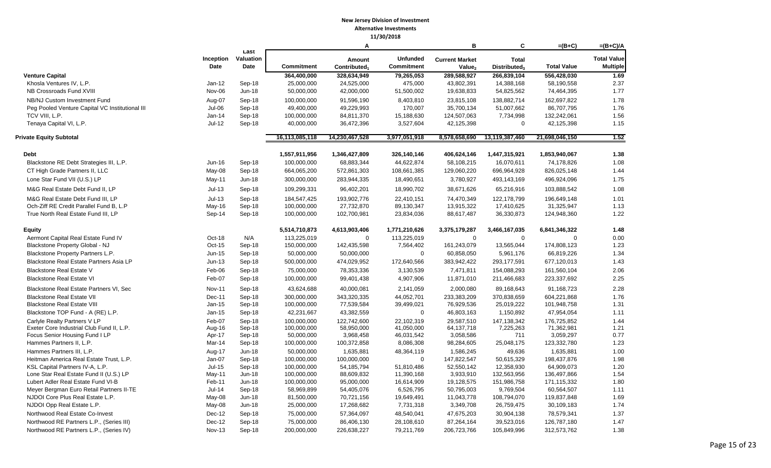# New Jersey Division of Investment
## Alternative Investments
### 11/30/2018

| | Inception Date | Last Valuation Date | Commitment | A Amount Contributed[1] | Unfunded Commitment | B Current Market Value[2] | C Total Distributed[3] | =(B+C) Total Value | =(B+C)/A Total Value Multiple |
|---|---|---|---|---|---|---|---|---|---|
| **Venture Capital** | | | 364,400,000 | 328,634,949 | 79,265,053 | 289,588,927 | 266,839,104 | 556,428,030 | 1.69 |
| Khosla Ventures IV, L.P. | Jan-12 | Sep-18 | 25,000,000 | 24,525,000 | 475,000 | 43,802,391 | 14,388,168 | 58,190,558 | 2.37 |
| NB Crossroads Fund XVIII | Nov-06 | Jun-18 | 50,000,000 | 42,000,000 | 51,500,002 | 19,638,833 | 54,825,562 | 74,464,395 | 1.77 |
| NB/NJ Custom Investment Fund | Aug-07 | Sep-18 | 100,000,000 | 91,596,190 | 8,403,810 | 23,815,108 | 138,882,714 | 162,697,822 | 1.78 |
| Peg Pooled Venture Capital VC Institutional III | Jul-06 | Sep-18 | 49,400,000 | 49,229,993 | 170,007 | 35,700,134 | 51,007,662 | 86,707,795 | 1.76 |
| TCV VIII, L.P. | Jan-14 | Sep-18 | 100,000,000 | 84,811,370 | 15,188,630 | 124,507,063 | 7,734,998 | 132,242,061 | 1.56 |
| Tenaya Capital VI, L.P. | Jul-12 | Sep-18 | 40,000,000 | 36,472,396 | 3,527,604 | 42,125,398 | 0 | 42,125,398 | 1.15 |
| **Private Equity Subtotal** | | | 16,113,085,118 | 14,230,467,528 | 3,977,051,918 | 8,578,658,690 | 13,119,387,460 | 21,698,046,150 | 1.52 |
| **Debt** | | | 1,557,911,956 | 1,346,427,809 | 326,140,146 | 406,624,146 | 1,447,315,921 | 1,853,940,067 | 1.38 |
| Blackstone RE Debt Strategies III, L.P. | Jun-16 | Sep-18 | 100,000,000 | 68,883,344 | 44,622,874 | 58,108,215 | 16,070,611 | 74,178,826 | 1.08 |
| CT High Grade Partners II, LLC | May-08 | Sep-18 | 664,065,200 | 572,861,303 | 108,661,385 | 129,060,220 | 696,964,928 | 826,025,148 | 1.44 |
| Lone Star Fund VII (U.S.) LP | May-11 | Jun-18 | 300,000,000 | 283,944,335 | 18,490,651 | 3,780,927 | 493,143,169 | 496,924,096 | 1.75 |
| M&G Real Estate Debt Fund II, LP | Jul-13 | Sep-18 | 109,299,331 | 96,402,201 | 18,990,702 | 38,671,626 | 65,216,916 | 103,888,542 | 1.08 |
| M&G Real Estate Debt Fund III, LP | Jul-13 | Sep-18 | 184,547,425 | 193,902,776 | 22,410,151 | 74,470,349 | 122,178,799 | 196,649,148 | 1.01 |
| Och-Ziff RE Credit Parallel Fund B, L.P | May-16 | Sep-18 | 100,000,000 | 27,732,870 | 89,130,347 | 13,915,322 | 17,410,625 | 31,325,947 | 1.13 |
| True North Real Estate Fund III, LP | Sep-14 | Sep-18 | 100,000,000 | 102,700,981 | 23,834,036 | 88,617,487 | 36,330,873 | 124,948,360 | 1.22 |
| **Equity** | | | 5,514,710,873 | 4,613,903,406 | 1,771,210,626 | 3,375,179,287 | 3,466,167,035 | 6,841,346,322 | 1.48 |
| Aermont Capital Real Estate Fund IV | Oct-18 | N/A | 113,225,019 | 0 | 113,225,019 | 0 | 0 | 0 | 0.00 |
| Blackstone Property Global - NJ | Oct-15 | Sep-18 | 150,000,000 | 142,435,598 | 7,564,402 | 161,243,079 | 13,565,044 | 174,808,123 | 1.23 |
| Blackstone Property Partners L.P. | Jun-15 | Sep-18 | 50,000,000 | 50,000,000 | 0 | 60,858,050 | 5,961,176 | 66,819,226 | 1.34 |
| Blackstone Real Estate Partners Asia LP | Jun-13 | Sep-18 | 500,000,000 | 474,029,952 | 172,640,566 | 383,942,422 | 293,177,591 | 677,120,013 | 1.43 |
| Blackstone Real Estate V | Feb-06 | Sep-18 | 75,000,000 | 78,353,336 | 3,130,539 | 7,471,811 | 154,088,293 | 161,560,104 | 2.06 |
| Blackstone Real Estate VI | Feb-07 | Sep-18 | 100,000,000 | 99,401,438 | 4,907,906 | 11,871,010 | 211,466,683 | 223,337,692 | 2.25 |
| Blackstone Real Estate Partners VI, Sec | Nov-11 | Sep-18 | 43,624,688 | 40,000,081 | 2,141,059 | 2,000,080 | 89,168,643 | 91,168,723 | 2.28 |
| Blackstone Real Estate VII | Dec-11 | Sep-18 | 300,000,000 | 343,320,335 | 44,052,701 | 233,383,209 | 370,838,659 | 604,221,868 | 1.76 |
| Blackstone Real Estate VIII | Jan-15 | Sep-18 | 100,000,000 | 77,539,584 | 39,499,021 | 76,929,536 | 25,019,222 | 101,948,758 | 1.31 |
| Blackstone TOP Fund - A (RE) L.P. | Jan-15 | Sep-18 | 42,231,667 | 43,382,559 | 0 | 46,803,163 | 1,150,892 | 47,954,054 | 1.11 |
| Carlyle Realty Partners V LP | Feb-07 | Sep-18 | 100,000,000 | 122,742,600 | 22,102,319 | 29,587,510 | 147,138,342 | 176,725,852 | 1.44 |
| Exeter Core Industrial Club Fund II, L.P. | Aug-16 | Sep-18 | 100,000,000 | 58,950,000 | 41,050,000 | 64,137,718 | 7,225,263 | 71,362,981 | 1.21 |
| Focus Senior Housing Fund I LP | Apr-17 | Sep-18 | 50,000,000 | 3,968,458 | 46,031,542 | 3,058,586 | 711 | 3,059,297 | 0.77 |
| Hammes Partners II, L.P. | Mar-14 | Sep-18 | 100,000,000 | 100,372,858 | 8,086,308 | 98,284,605 | 25,048,175 | 123,332,780 | 1.23 |
| Hammes Partners III, L.P. | Aug-17 | Jun-18 | 50,000,000 | 1,635,881 | 48,364,119 | 1,586,245 | 49,636 | 1,635,881 | 1.00 |
| Heitman America Real Estate Trust, L.P. | Jan-07 | Sep-18 | 100,000,000 | 100,000,000 | 0 | 147,822,547 | 50,615,329 | 198,437,876 | 1.98 |
| KSL Capital Partners IV-A, L.P. | Jul-15 | Sep-18 | 100,000,000 | 54,185,794 | 51,810,486 | 52,550,142 | 12,358,930 | 64,909,073 | 1.20 |
| Lone Star Real Estate Fund II (U.S.) LP | May-11 | Jun-18 | 100,000,000 | 88,609,832 | 11,390,168 | 3,933,910 | 132,563,956 | 136,497,866 | 1.54 |
| Lubert Adler Real Estate Fund VI-B | Feb-11 | Jun-18 | 100,000,000 | 95,000,000 | 16,614,909 | 19,128,575 | 151,986,758 | 171,115,332 | 1.80 |
| Meyer Bergman Euro Retail Partners II-TE | Jul-14 | Sep-18 | 58,969,899 | 54,405,076 | 6,526,795 | 50,795,003 | 9,769,504 | 60,564,507 | 1.11 |
| NJDOI Core Plus Real Estate L.P. | May-08 | Jun-18 | 81,500,000 | 70,721,156 | 19,649,491 | 11,043,778 | 108,794,070 | 119,837,848 | 1.69 |
| NJDOI Opp Real Estate L.P. | May-08 | Jun-18 | 25,000,000 | 17,268,682 | 7,731,318 | 3,349,708 | 26,759,475 | 30,109,183 | 1.74 |
| Northwood Real Estate Co-Invest | Dec-12 | Sep-18 | 75,000,000 | 57,364,097 | 48,540,041 | 47,675,203 | 30,904,138 | 78,579,341 | 1.37 |
| Northwood RE Partners L.P., (Series III) | Dec-12 | Sep-18 | 75,000,000 | 86,406,130 | 28,108,610 | 87,264,164 | 39,523,016 | 126,787,180 | 1.47 |
| Northwood RE Partners L.P., (Series IV) | Nov-13 | Sep-18 | 200,000,000 | 226,638,227 | 79,211,769 | 206,723,766 | 105,849,996 | 312,573,762 | 1.38 |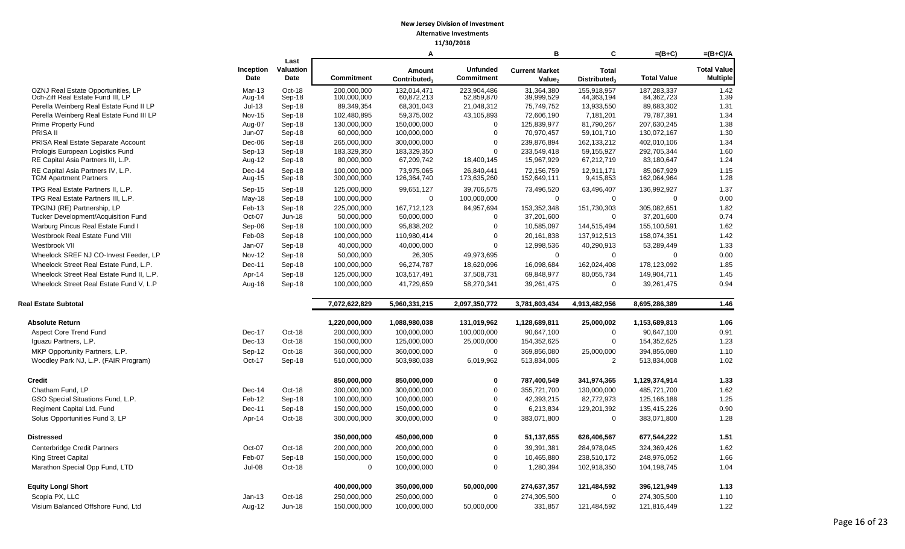**New Jersey Division of Investment**
**Alternative Investments**
**11/30/2018**

| | Inception Date | Last Valuation Date | Commitment | A<br>Amount Contributed[1] | Unfunded Commitment | B<br>Current Market Value[2] | C<br>Total Distributed[3] | =(B+C)<br>Total Value | =(B+C)/A<br>Total Value Multiple |
|---|---|---|---|---|---|---|---|---|---|
| OZNJ Real Estate Opportunities, LP | Mar-13 | Oct-18 | 200,000,000 | 132,014,471 | 223,904,486 | 31,364,380 | 155,918,957 | 187,283,337 | 1.42 |
| Och-Ziff Real Estate Fund III, LP | Aug-14 | Sep-18 | 100,000,000 | 60,872,213 | 52,859,870 | 39,999,529 | 44,363,194 | 84,362,723 | 1.39 |
| Perella Weinberg Real Estate Fund II LP | Jul-13 | Sep-18 | 89,349,354 | 68,301,043 | 21,048,312 | 75,749,752 | 13,933,550 | 89,683,302 | 1.31 |
| Perella Weinberg Real Estate Fund III LP | Nov-15 | Sep-18 | 102,480,895 | 59,375,002 | 43,105,893 | 72,606,190 | 7,181,201 | 79,787,391 | 1.34 |
| Prime Property Fund | Aug-07 | Sep-18 | 130,000,000 | 150,000,000 | 0 | 125,839,977 | 81,790,267 | 207,630,245 | 1.38 |
| PRISA II | Jun-07 | Sep-18 | 60,000,000 | 100,000,000 | 0 | 70,970,457 | 59,101,710 | 130,072,167 | 1.30 |
| PRISA Real Estate Separate Account | Dec-06 | Sep-18 | 265,000,000 | 300,000,000 | 0 | 239,876,894 | 162,133,212 | 402,010,106 | 1.34 |
| Prologis European Logistics Fund | Sep-13 | Sep-18 | 183,329,350 | 183,329,350 | 0 | 233,549,418 | 59,155,927 | 292,705,344 | 1.60 |
| RE Capital Asia Partners III, L.P. | Aug-12 | Sep-18 | 80,000,000 | 67,209,742 | 18,400,145 | 15,967,929 | 67,212,719 | 83,180,647 | 1.24 |
| RE Capital Asia Partners IV, L.P. | Dec-14 | Sep-18 | 100,000,000 | 73,975,065 | 26,840,441 | 72,156,759 | 12,911,171 | 85,067,929 | 1.15 |
| TGM Apartment Partners | Aug-15 | Sep-18 | 300,000,000 | 126,364,740 | 173,635,260 | 152,649,111 | 9,415,853 | 162,064,964 | 1.28 |
| TPG Real Estate Partners II, L.P. | Sep-15 | Sep-18 | 125,000,000 | 99,651,127 | 39,706,575 | 73,496,520 | 63,496,407 | 136,992,927 | 1.37 |
| TPG Real Estate Partners III, L.P. | May-18 | Sep-18 | 100,000,000 | 0 | 100,000,000 | 0 | 0 | 0 | 0.00 |
| TPG/NJ (RE) Partnership, LP | Feb-13 | Sep-18 | 225,000,000 | 167,712,123 | 84,957,694 | 153,352,348 | 151,730,303 | 305,082,651 | 1.82 |
| Tucker Development/Acquisition Fund | Oct-07 | Jun-18 | 50,000,000 | 50,000,000 | 0 | 37,201,600 | 0 | 37,201,600 | 0.74 |
| Warburg Pincus Real Estate Fund I | Sep-06 | Sep-18 | 100,000,000 | 95,838,202 | 0 | 10,585,097 | 144,515,494 | 155,100,591 | 1.62 |
| Westbrook Real Estate Fund VIII | Feb-08 | Sep-18 | 100,000,000 | 110,980,414 | 0 | 20,161,838 | 137,912,513 | 158,074,351 | 1.42 |
| Westbrook VII | Jan-07 | Sep-18 | 40,000,000 | 40,000,000 | 0 | 12,998,536 | 40,290,913 | 53,289,449 | 1.33 |
| Wheelock SREF NJ CO-Invest Feeder, LP | Nov-12 | Sep-18 | 50,000,000 | 26,305 | 49,973,695 | 0 | 0 | 0 | 0.00 |
| Wheelock Street Real Estate Fund, L.P. | Dec-11 | Sep-18 | 100,000,000 | 96,274,787 | 18,620,096 | 16,098,684 | 162,024,408 | 178,123,092 | 1.85 |
| Wheelock Street Real Estate Fund II, L.P. | Apr-14 | Sep-18 | 125,000,000 | 103,517,491 | 37,508,731 | 69,848,977 | 80,055,734 | 149,904,711 | 1.45 |
| Wheelock Street Real Estate Fund V, L.P | Aug-16 | Sep-18 | 100,000,000 | 41,729,659 | 58,270,341 | 39,261,475 | 0 | 39,261,475 | 0.94 |
| **Real Estate Subtotal** | | | **7,072,622,829** | **5,960,331,215** | **2,097,350,772** | **3,781,803,434** | **4,913,482,956** | **8,695,286,389** | **1.46** |
| **Absolute Return** | | | **1,220,000,000** | **1,088,980,038** | **131,019,962** | **1,128,689,811** | **25,000,002** | **1,153,689,813** | **1.06** |
| Aspect Core Trend Fund | Dec-17 | Oct-18 | 200,000,000 | 100,000,000 | 100,000,000 | 90,647,100 | 0 | 90,647,100 | 0.91 |
| Iguazu Partners, L.P. | Dec-13 | Oct-18 | 150,000,000 | 125,000,000 | 25,000,000 | 154,352,625 | 0 | 154,352,625 | 1.23 |
| MKP Opportunity Partners, L.P. | Sep-12 | Oct-18 | 360,000,000 | 360,000,000 | 0 | 369,856,080 | 25,000,000 | 394,856,080 | 1.10 |
| Woodley Park NJ, L.P. (FAIR Program) | Oct-17 | Sep-18 | 510,000,000 | 503,980,038 | 6,019,962 | 513,834,006 | 2 | 513,834,008 | 1.02 |
| **Credit** | | | **850,000,000** | **850,000,000** | **0** | **787,400,549** | **341,974,365** | **1,129,374,914** | **1.33** |
| Chatham Fund, LP | Dec-14 | Oct-18 | 300,000,000 | 300,000,000 | 0 | 355,721,700 | 130,000,000 | 485,721,700 | 1.62 |
| GSO Special Situations Fund, L.P. | Feb-12 | Sep-18 | 100,000,000 | 100,000,000 | 0 | 42,393,215 | 82,772,973 | 125,166,188 | 1.25 |
| Regiment Capital Ltd. Fund | Dec-11 | Sep-18 | 150,000,000 | 150,000,000 | 0 | 6,213,834 | 129,201,392 | 135,415,226 | 0.90 |
| Solus Opportunities Fund 3, LP | Apr-14 | Oct-18 | 300,000,000 | 300,000,000 | 0 | 383,071,800 | 0 | 383,071,800 | 1.28 |
| **Distressed** | | | **350,000,000** | **450,000,000** | **0** | **51,137,655** | **626,406,567** | **677,544,222** | **1.51** |
| Centerbridge Credit Partners | Oct-07 | Oct-18 | 200,000,000 | 200,000,000 | 0 | 39,391,381 | 284,978,045 | 324,369,426 | 1.62 |
| King Street Capital | Feb-07 | Sep-18 | 150,000,000 | 150,000,000 | 0 | 10,465,880 | 238,510,172 | 248,976,052 | 1.66 |
| Marathon Special Opp Fund, LTD | Jul-08 | Oct-18 | 0 | 100,000,000 | 0 | 1,280,394 | 102,918,350 | 104,198,745 | 1.04 |
| **Equity Long/ Short** | | | **400,000,000** | **350,000,000** | **50,000,000** | **274,637,357** | **121,484,592** | **396,121,949** | **1.13** |
| Scopia PX, LLC | Jan-13 | Oct-18 | 250,000,000 | 250,000,000 | 0 | 274,305,500 | 0 | 274,305,500 | 1.10 |
| Visium Balanced Offshore Fund, Ltd | Aug-12 | Jun-18 | 150,000,000 | 100,000,000 | 50,000,000 | 331,857 | 121,484,592 | 121,816,449 | 1.22 |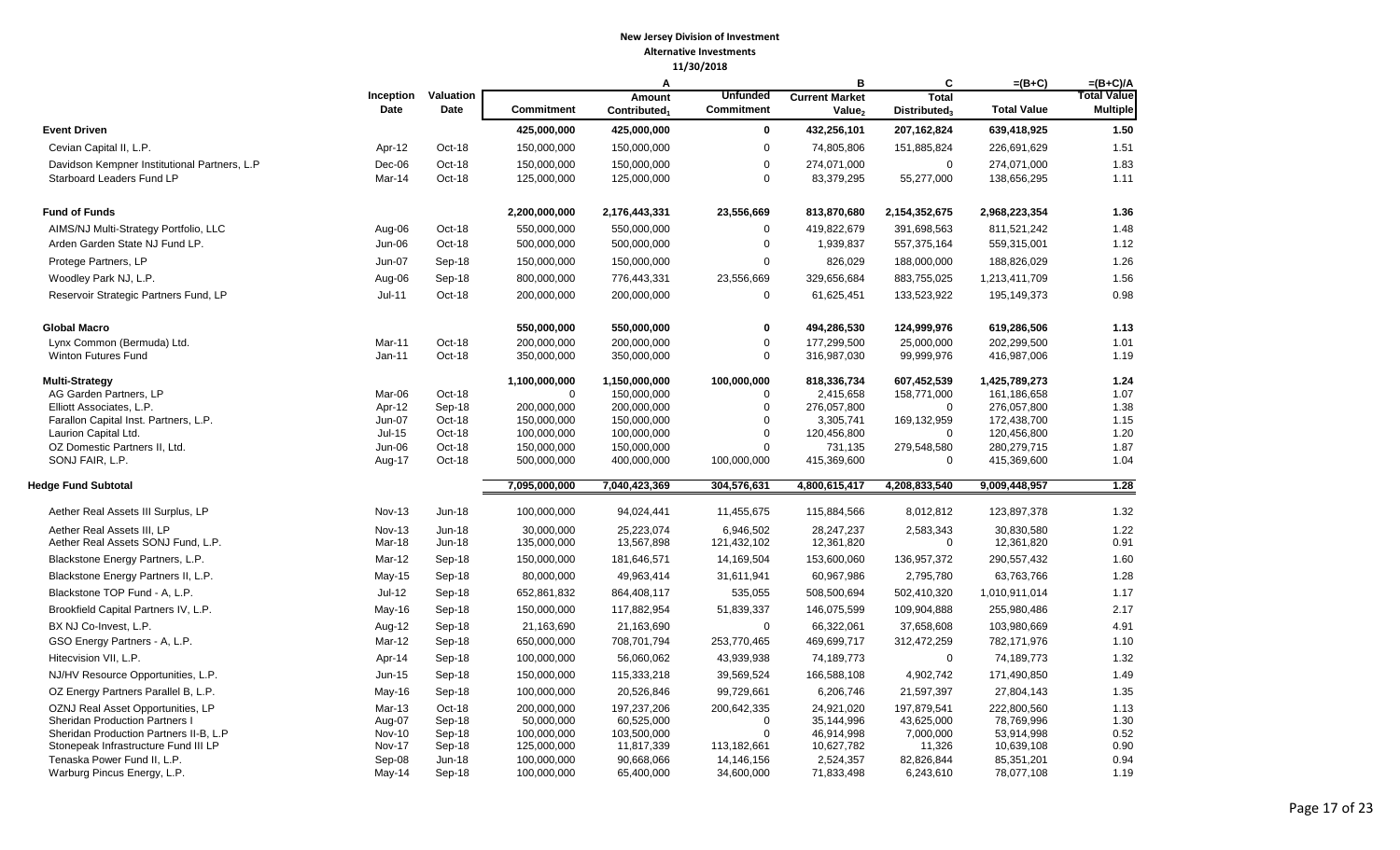# New Jersey Division of Investment
## Alternative Investments
### 11/30/2018

| | Inception Date | Valuation Date | Commitment | A<br>Amount Contributed[1] | Unfunded Commitment | B<br>Current Market Value[2] | C<br>Total Distributed[3] | =(B+C)<br>Total Value | =(B+C)/A<br>Total Value Multiple |
|---|---|---|---|---|---|---|---|---|---|
| **Event Driven** | | | **425,000,000** | **425,000,000** | **0** | **432,256,101** | **207,162,824** | **639,418,925** | **1.50** |
| Cevian Capital II, L.P. | Apr-12 | Oct-18 | 150,000,000 | 150,000,000 | 0 | 74,805,806 | 151,885,824 | 226,691,629 | 1.51 |
| Davidson Kempner Institutional Partners, L.P | Dec-06 | Oct-18 | 150,000,000 | 150,000,000 | 0 | 274,071,000 | 0 | 274,071,000 | 1.83 |
| Starboard Leaders Fund LP | Mar-14 | Oct-18 | 125,000,000 | 125,000,000 | 0 | 83,379,295 | 55,277,000 | 138,656,295 | 1.11 |
| **Fund of Funds** | | | **2,200,000,000** | **2,176,443,331** | **23,556,669** | **813,870,680** | **2,154,352,675** | **2,968,223,354** | **1.36** |
| AIMS/NJ Multi-Strategy Portfolio, LLC | Aug-06 | Oct-18 | 550,000,000 | 550,000,000 | 0 | 419,822,679 | 391,698,563 | 811,521,242 | 1.48 |
| Arden Garden State NJ Fund LP. | Jun-06 | Oct-18 | 500,000,000 | 500,000,000 | 0 | 1,939,837 | 557,375,164 | 559,315,001 | 1.12 |
| Protege Partners, LP | Jun-07 | Sep-18 | 150,000,000 | 150,000,000 | 0 | 826,029 | 188,000,000 | 188,826,029 | 1.26 |
| Woodley Park NJ, L.P. | Aug-06 | Sep-18 | 800,000,000 | 776,443,331 | 23,556,669 | 329,656,684 | 883,755,025 | 1,213,411,709 | 1.56 |
| Reservoir Strategic Partners Fund, LP | Jul-11 | Oct-18 | 200,000,000 | 200,000,000 | 0 | 61,625,451 | 133,523,922 | 195,149,373 | 0.98 |
| **Global Macro** | | | **550,000,000** | **550,000,000** | **0** | **494,286,530** | **124,999,976** | **619,286,506** | **1.13** |
| Lynx Common (Bermuda) Ltd. | Mar-11 | Oct-18 | 200,000,000 | 200,000,000 | 0 | 177,299,500 | 25,000,000 | 202,299,500 | 1.01 |
| Winton Futures Fund | Jan-11 | Oct-18 | 350,000,000 | 350,000,000 | 0 | 316,987,030 | 99,999,976 | 416,987,006 | 1.19 |
| **Multi-Strategy** | | | **1,100,000,000** | **1,150,000,000** | **100,000,000** | **818,336,734** | **607,452,539** | **1,425,789,273** | **1.24** |
| AG Garden Partners, LP | Mar-06 | Oct-18 | 0 | 150,000,000 | 0 | 2,415,658 | 158,771,000 | 161,186,658 | 1.07 |
| Elliott Associates, L.P. | Apr-12 | Sep-18 | 200,000,000 | 200,000,000 | 0 | 276,057,800 | 0 | 276,057,800 | 1.38 |
| Farallon Capital Inst. Partners, L.P. | Jun-07 | Oct-18 | 150,000,000 | 150,000,000 | 0 | 3,305,741 | 169,132,959 | 172,438,700 | 1.15 |
| Laurion Capital Ltd. | Jul-15 | Oct-18 | 100,000,000 | 100,000,000 | 0 | 120,456,800 | 0 | 120,456,800 | 1.20 |
| OZ Domestic Partners II, Ltd. | Jun-06 | Oct-18 | 150,000,000 | 150,000,000 | 0 | 731,135 | 279,548,580 | 280,279,715 | 1.87 |
| SONJ FAIR, L.P. | Aug-17 | Oct-18 | 500,000,000 | 400,000,000 | 100,000,000 | 415,369,600 | 0 | 415,369,600 | 1.04 |
| **Hedge Fund Subtotal** | | | **7,095,000,000** | **7,040,423,369** | **304,576,631** | **4,800,615,417** | **4,208,833,540** | **9,009,448,957** | **1.28** |
| Aether Real Assets III Surplus, LP | Nov-13 | Jun-18 | 100,000,000 | 94,024,441 | 11,455,675 | 115,884,566 | 8,012,812 | 123,897,378 | 1.32 |
| Aether Real Assets III, LP | Nov-13 | Jun-18 | 30,000,000 | 25,223,074 | 6,946,502 | 28,247,237 | 2,583,343 | 30,830,580 | 1.22 |
| Aether Real Assets SONJ Fund, L.P. | Mar-18 | Jun-18 | 135,000,000 | 13,567,898 | 121,432,102 | 12,361,820 | 0 | 12,361,820 | 0.91 |
| Blackstone Energy Partners, L.P. | Mar-12 | Sep-18 | 150,000,000 | 181,646,571 | 14,169,504 | 153,600,060 | 136,957,372 | 290,557,432 | 1.60 |
| Blackstone Energy Partners II, L.P. | May-15 | Sep-18 | 80,000,000 | 49,963,414 | 31,611,941 | 60,967,986 | 2,795,780 | 63,763,766 | 1.28 |
| Blackstone TOP Fund - A, L.P. | Jul-12 | Sep-18 | 652,861,832 | 864,408,117 | 535,055 | 508,500,694 | 502,410,320 | 1,010,911,014 | 1.17 |
| Brookfield Capital Partners IV, L.P. | May-16 | Sep-18 | 150,000,000 | 117,882,954 | 51,839,337 | 146,075,599 | 109,904,888 | 255,980,486 | 2.17 |
| BX NJ Co-Invest, L.P. | Aug-12 | Sep-18 | 21,163,690 | 21,163,690 | 0 | 66,322,061 | 37,658,608 | 103,980,669 | 4.91 |
| GSO Energy Partners - A, L.P. | Mar-12 | Sep-18 | 650,000,000 | 708,701,794 | 253,770,465 | 469,699,717 | 312,472,259 | 782,171,976 | 1.10 |
| Hitecvision VII, L.P. | Apr-14 | Sep-18 | 100,000,000 | 56,060,062 | 43,939,938 | 74,189,773 | 0 | 74,189,773 | 1.32 |
| NJ/HV Resource Opportunities, L.P. | Jun-15 | Sep-18 | 150,000,000 | 115,333,218 | 39,569,524 | 166,588,108 | 4,902,742 | 171,490,850 | 1.49 |
| OZ Energy Partners Parallel B, L.P. | May-16 | Sep-18 | 100,000,000 | 20,526,846 | 99,729,661 | 6,206,746 | 21,597,397 | 27,804,143 | 1.35 |
| OZNJ Real Asset Opportunities, LP | Mar-13 | Oct-18 | 200,000,000 | 197,237,206 | 200,642,335 | 24,921,020 | 197,879,541 | 222,800,560 | 1.13 |
| Sheridan Production Partners I | Aug-07 | Sep-18 | 50,000,000 | 60,525,000 | 0 | 35,144,996 | 43,625,000 | 78,769,996 | 1.30 |
| Sheridan Production Partners II-B, L.P | Nov-10 | Sep-18 | 100,000,000 | 103,500,000 | 0 | 46,914,998 | 7,000,000 | 53,914,998 | 0.52 |
| Stonepeak Infrastructure Fund III LP | Nov-17 | Sep-18 | 125,000,000 | 11,817,339 | 113,182,661 | 10,627,782 | 11,326 | 10,639,108 | 0.90 |
| Tenaska Power Fund II, L.P. | Sep-08 | Jun-18 | 100,000,000 | 90,668,066 | 14,146,156 | 2,524,357 | 82,826,844 | 85,351,201 | 0.94 |
| Warburg Pincus Energy, L.P. | May-14 | Sep-18 | 100,000,000 | 65,400,000 | 34,600,000 | 71,833,498 | 6,243,610 | 78,077,108 | 1.19 |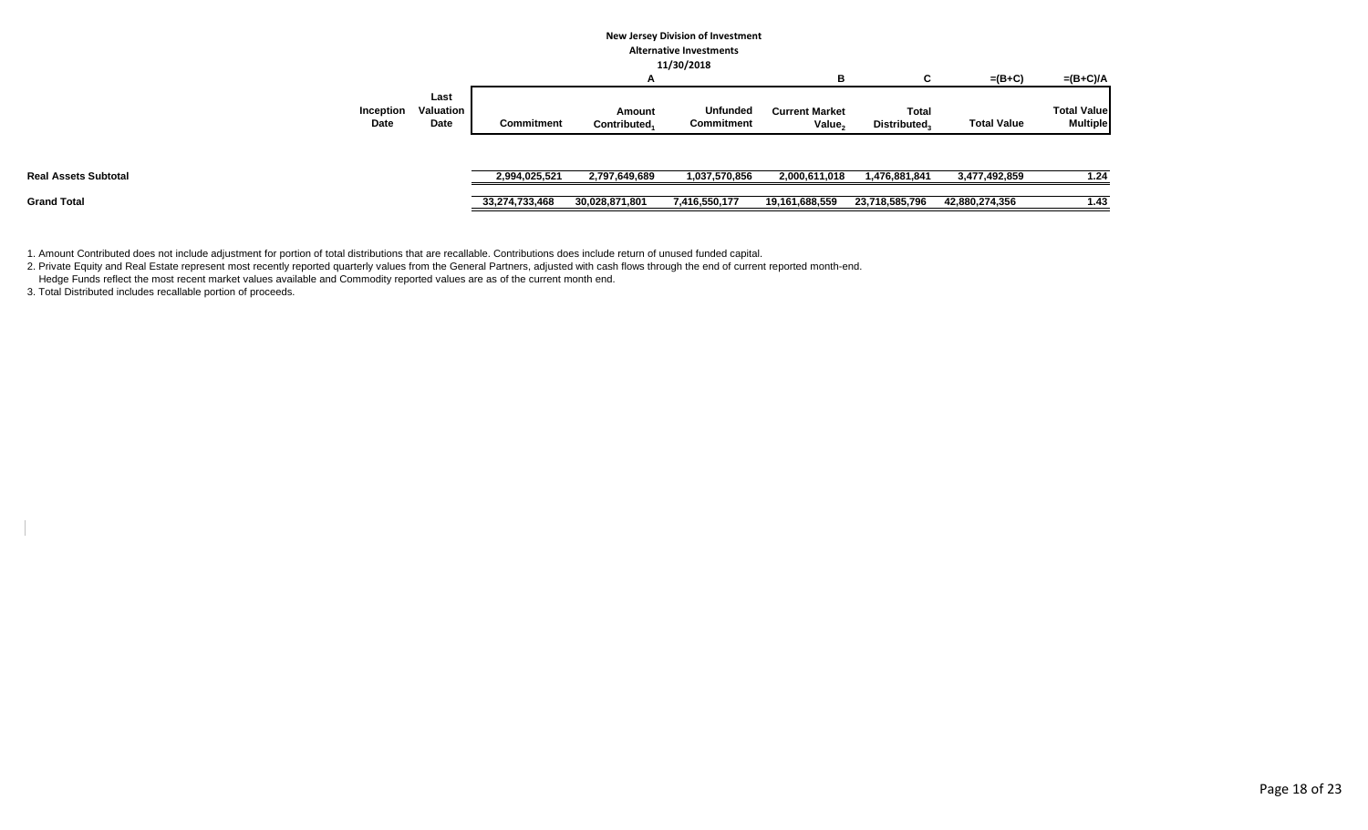**New Jersey Division of Investment**

**Alternative Investments**

**11/30/2018**

| | Inception Date | Last Valuation Date | Commitment | A<br>Amount Contributed[1] | Unfunded Commitment | B<br>Current Market Value[2] | C<br>Total Distributed[3] | =(B+C)<br>Total Value | =(B+C)/A<br>Total Value Multiple |
|---|---|---|---|---|---|---|---|---|---|
| **Real Assets Subtotal** | | | 2,994,025,521 | 2,797,649,689 | 1,037,570,856 | 2,000,611,018 | 1,476,881,841 | 3,477,492,859 | 1.24 |
| **Grand Total** | | | 33,274,733,468 | 30,028,871,801 | 7,416,550,177 | 19,161,688,559 | 23,718,585,796 | 42,880,274,356 | 1.43 |

1. Amount Contributed does not include adjustment for portion of total distributions that are recallable. Contributions does include return of unused funded capital.
2. Private Equity and Real Estate represent most recently reported quarterly values from the General Partners, adjusted with cash flows through the end of current reported month-end.
   Hedge Funds reflect the most recent market values available and Commodity reported values are as of the current month end.
3. Total Distributed includes recallable portion of proceeds.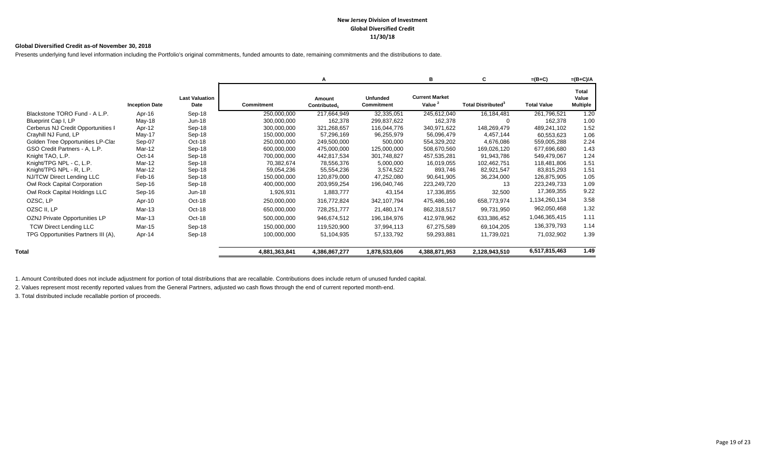**New Jersey Division of Investment**
**Global Diversified Credit**
**11/30/18**

**Global Diversified Credit as-of November 30, 2018**

Presents underlying fund level information including the Portfolio's original commitments, funded amounts to date, remaining commitments and the distributions to date.

| | | | | A | | B | C | =(B+C) | =(B+C)/A |
|---|---|---|---|---|---|---|---|---|---|
| | Inception Date | Last Valuation Date | Commitment | Amount Contributed[1] | Unfunded Commitment | Current Market Value[2] | Total Distributed[3] | Total Value | Total Value Multiple |
| Blackstone TORO Fund - A L.P. | Apr-16 | Sep-18 | 250,000,000 | 217,664,949 | 32,335,051 | 245,612,040 | 16,184,481 | 261,796,521 | 1.20 |
| Blueprint Cap I, LP | May-18 | Jun-18 | 300,000,000 | 162,378 | 299,837,622 | 162,378 | 0 | 162,378 | 1.00 |
| Cerberus NJ Credit Opportunities F | Apr-12 | Sep-18 | 300,000,000 | 321,268,657 | 116,044,776 | 340,971,622 | 148,269,479 | 489,241,102 | 1.52 |
| Crayhill NJ Fund, LP | May-17 | Sep-18 | 150,000,000 | 57,296,169 | 96,255,979 | 56,096,479 | 4,457,144 | 60,553,623 | 1.06 |
| Golden Tree Opportunities LP-Clas | Sep-07 | Oct-18 | 250,000,000 | 249,500,000 | 500,000 | 554,329,202 | 4,676,086 | 559,005,288 | 2.24 |
| GSO Credit Partners - A, L.P. | Mar-12 | Sep-18 | 600,000,000 | 475,000,000 | 125,000,000 | 508,670,560 | 169,026,120 | 677,696,680 | 1.43 |
| Knight TAO, L.P. | Oct-14 | Sep-18 | 700,000,000 | 442,817,534 | 301,748,827 | 457,535,281 | 91,943,786 | 549,479,067 | 1.24 |
| Knight/TPG NPL - C, L.P. | Mar-12 | Sep-18 | 70,382,674 | 78,556,376 | 5,000,000 | 16,019,055 | 102,462,751 | 118,481,806 | 1.51 |
| Knight/TPG NPL - R, L.P. | Mar-12 | Sep-18 | 59,054,236 | 55,554,236 | 3,574,522 | 893,746 | 82,921,547 | 83,815,293 | 1.51 |
| NJ/TCW Direct Lending LLC | Feb-16 | Sep-18 | 150,000,000 | 120,879,000 | 47,252,080 | 90,641,905 | 36,234,000 | 126,875,905 | 1.05 |
| Owl Rock Capital Corporation | Sep-16 | Sep-18 | 400,000,000 | 203,959,254 | 196,040,746 | 223,249,720 | 13 | 223,249,733 | 1.09 |
| Owl Rock Capital Holdings LLC | Sep-16 | Jun-18 | 1,926,931 | 1,883,777 | 43,154 | 17,336,855 | 32,500 | 17,369,355 | 9.22 |
| OZSC, LP | Apr-10 | Oct-18 | 250,000,000 | 316,772,824 | 342,107,794 | 475,486,160 | 658,773,974 | 1,134,260,134 | 3.58 |
| OZSC II, LP | Mar-13 | Oct-18 | 650,000,000 | 728,251,777 | 21,480,174 | 862,318,517 | 99,731,950 | 962,050,468 | 1.32 |
| OZNJ Private Opportunities LP | Mar-13 | Oct-18 | 500,000,000 | 946,674,512 | 196,184,976 | 412,978,962 | 633,386,452 | 1,046,365,415 | 1.11 |
| TCW Direct Lending LLC | Mar-15 | Sep-18 | 150,000,000 | 119,520,900 | 37,994,113 | 67,275,589 | 69,104,205 | 136,379,793 | 1.14 |
| TPG Opportunities Partners III (A), | Apr-14 | Sep-18 | 100,000,000 | 51,104,935 | 57,133,792 | 59,293,881 | 11,739,021 | 71,032,902 | 1.39 |
| **Total** | | | **4,881,363,841** | **4,386,867,277** | **1,878,533,606** | **4,388,871,953** | **2,128,943,510** | **6,517,815,463** | **1.49** |

1. Amount Contributed does not include adjustment for portion of total distributions that are recallable. Contributions does include return of unused funded capital.

2. Values represent most recently reported values from the General Partners, adjusted wo cash flows through the end of current reported month-end.

3. Total distributed include recallable portion of proceeds.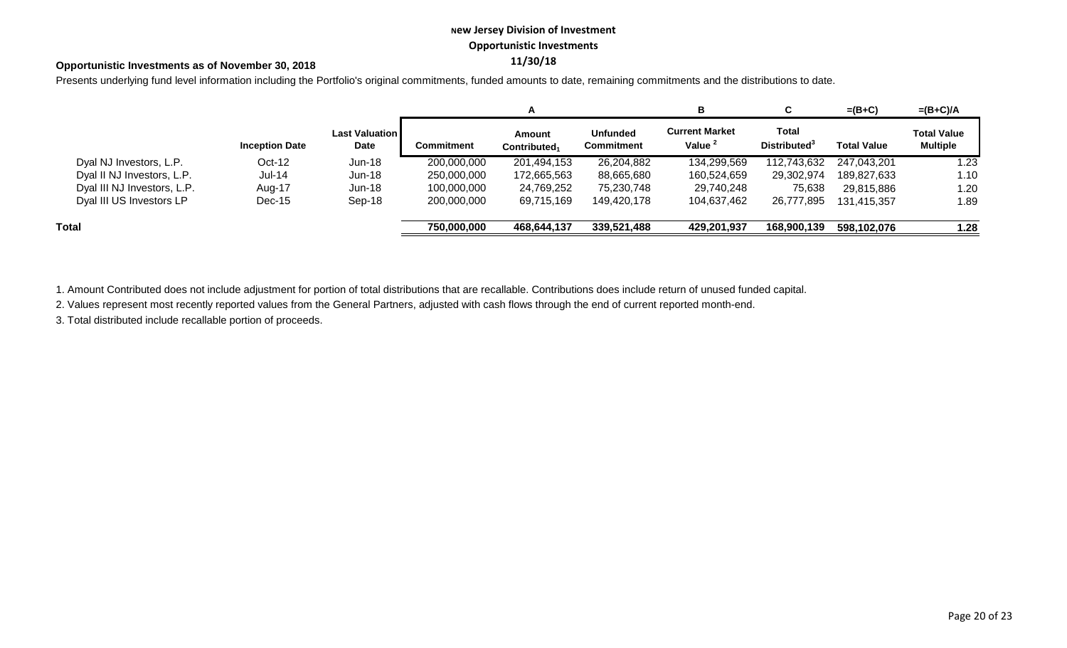**New Jersey Division of Investment**

**Opportunistic Investments**

**11/30/18**

**Opportunistic Investments as of November 30, 2018**

Presents underlying fund level information including the Portfolio's original commitments, funded amounts to date, remaining commitments and the distributions to date.

| | | | | A | | B | C | =(B+C) | =(B+C)/A |
|---|---|---|---|---|---|---|---|---|---|
| | **Inception Date** | **Last Valuation Date** | **Commitment** | **Amount Contributed[1]** | **Unfunded Commitment** | **Current Market Value[2]** | **Total Distributed[3]** | **Total Value** | **Total Value Multiple** |
| Dyal NJ Investors, L.P. | Oct-12 | Jun-18 | 200,000,000 | 201,494,153 | 26,204,882 | 134,299,569 | 112,743,632 | 247,043,201 | 1.23 |
| Dyal II NJ Investors, L.P. | Jul-14 | Jun-18 | 250,000,000 | 172,665,563 | 88,665,680 | 160,524,659 | 29,302,974 | 189,827,633 | 1.10 |
| Dyal III NJ Investors, L.P. | Aug-17 | Jun-18 | 100,000,000 | 24,769,252 | 75,230,748 | 29,740,248 | 75,638 | 29,815,886 | 1.20 |
| Dyal III US Investors LP | Dec-15 | Sep-18 | 200,000,000 | 69,715,169 | 149,420,178 | 104,637,462 | 26,777,895 | 131,415,357 | 1.89 |
| **Total** | | | **750,000,000** | **468,644,137** | **339,521,488** | **429,201,937** | **168,900,139** | **598,102,076** | **1.28** |

1. Amount Contributed does not include adjustment for portion of total distributions that are recallable. Contributions does include return of unused funded capital.

2. Values represent most recently reported values from the General Partners, adjusted with cash flows through the end of current reported month-end.

3. Total distributed include recallable portion of proceeds.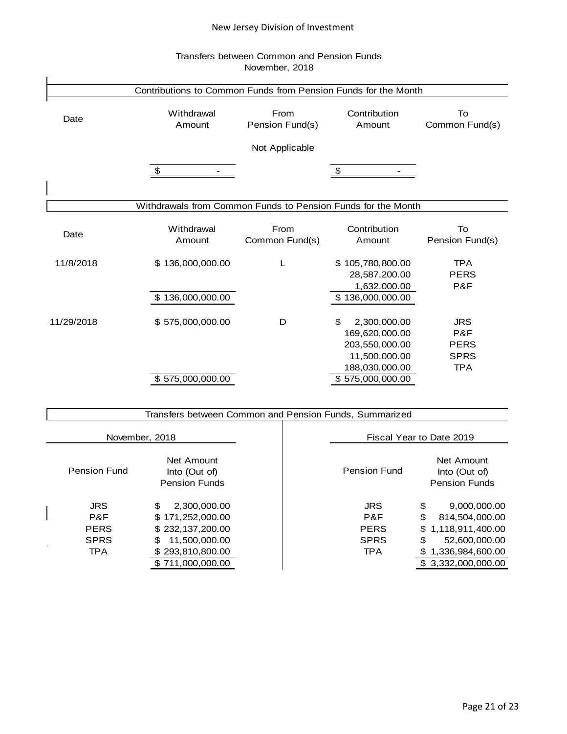New Jersey Division of Investment

## Transfers between Common and Pension Funds
November, 2018

### Contributions to Common Funds from Pension Funds for the Month

| Date | Withdrawal Amount | From Pension Fund(s) | Contribution Amount | To Common Fund(s) |
|---|---|---|---|---|
| | | Not Applicable | | |
| | $ - | | $ - | |

### Withdrawals from Common Funds to Pension Funds for the Month

| Date | Withdrawal Amount | From Common Fund(s) | Contribution Amount | To Pension Fund(s) |
|---|---|---|---|---|
| 11/8/2018 | $ 136,000,000.00 | L | $ 105,780,800.00 | TPA |
| | | | 28,587,200.00 | PERS |
| | | | 1,632,000.00 | P&F |
| | $ 136,000,000.00 | | $ 136,000,000.00 | |
| 11/29/2018 | $ 575,000,000.00 | D | $ 2,300,000.00 | JRS |
| | | | 169,620,000.00 | P&F |
| | | | 203,550,000.00 | PERS |
| | | | 11,500,000.00 | SPRS |
| | | | 188,030,000.00 | TPA |
| | $ 575,000,000.00 | | $ 575,000,000.00 | |

### Transfers between Common and Pension Funds, Summarized

| November, 2018 | | Fiscal Year to Date 2019 | |
|---|---|---|---|
| Pension Fund | Net Amount Into (Out of) Pension Funds | Pension Fund | Net Amount Into (Out of) Pension Funds |
| JRS | $ 2,300,000.00 | JRS | $ 9,000,000.00 |
| P&F | $ 171,252,000.00 | P&F | $ 814,504,000.00 |
| PERS | $ 232,137,200.00 | PERS | $ 1,118,911,400.00 |
| SPRS | $ 11,500,000.00 | SPRS | $ 52,600,000.00 |
| TPA | $ 293,810,800.00 | TPA | $ 1,336,984,600.00 |
| | $ 711,000,000.00 | | $ 3,332,000,000.00 |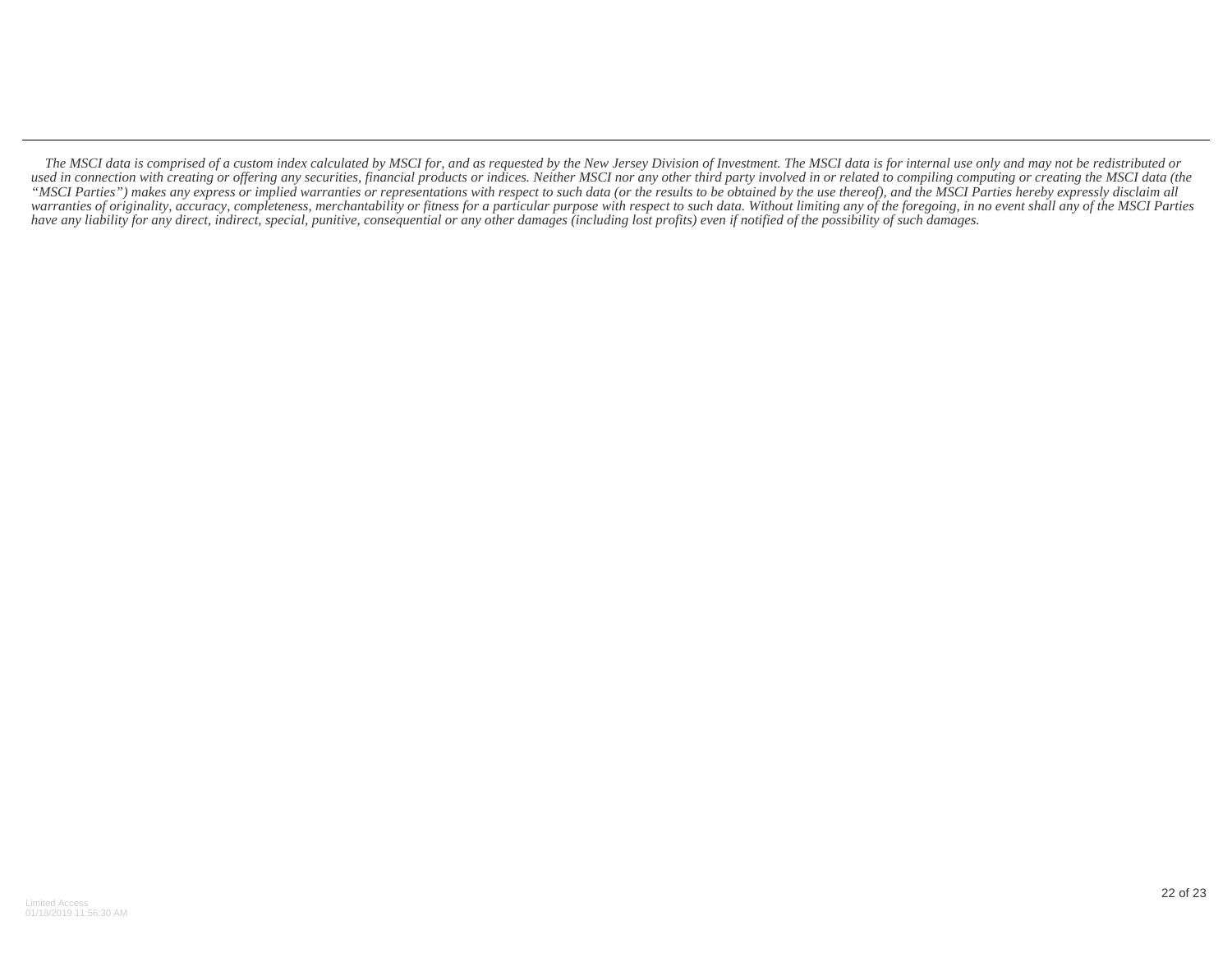*The MSCI data is comprised of a custom index calculated by MSCI for, and as requested by the New Jersey Division of Investment. The MSCI data is for internal use only and may not be redistributed or used in connection with creating or offering any securities, financial products or indices. Neither MSCI nor any other third party involved in or related to compiling computing or creating the MSCI data (the "MSCI Parties") makes any express or implied warranties or representations with respect to such data (or the results to be obtained by the use thereof), and the MSCI Parties hereby expressly disclaim all warranties of originality, accuracy, completeness, merchantability or fitness for a particular purpose with respect to such data. Without limiting any of the foregoing, in no event shall any of the MSCI Parties have any liability for any direct, indirect, special, punitive, consequential or any other damages (including lost profits) even if notified of the possibility of such damages.*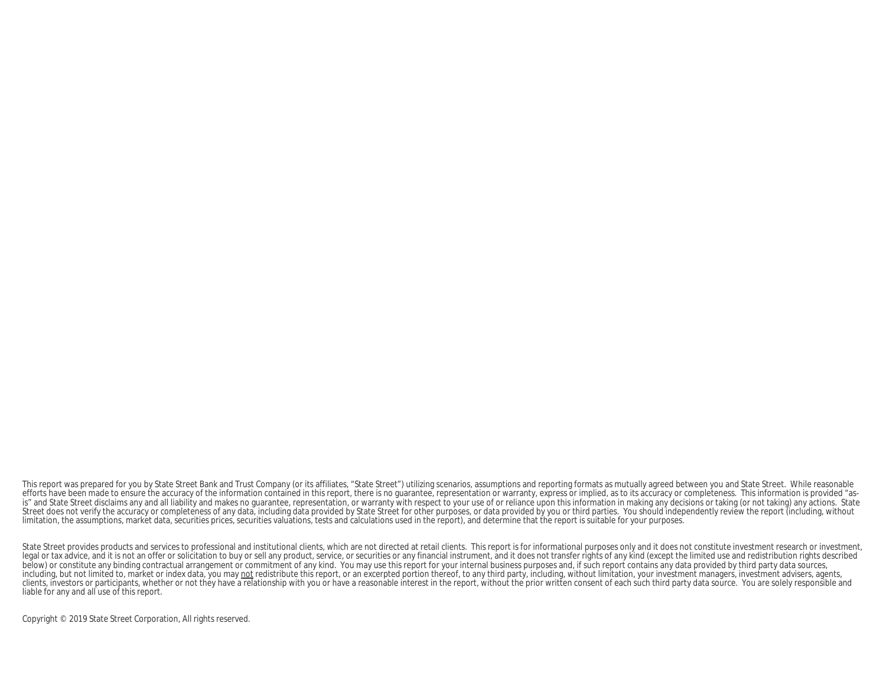This report was prepared for you by State Street Bank and Trust Company (or its affiliates, “State Street”) utilizing scenarios, assumptions and reporting formats as mutually agreed between you and State Street. While reasonable efforts have been made to ensure the accuracy of the information contained in this report, there is no guarantee, representation or warranty, express or implied, as to its accuracy or completeness. This information is provided “as-is” and State Street disclaims any and all liability and makes no guarantee, representation, or warranty with respect to your use of or reliance upon this information in making any decisions or taking (or not taking) any actions. State Street does not verify the accuracy or completeness of any data, including data provided by State Street for other purposes, or data provided by you or third parties. You should independently review the report (including, without limitation, the assumptions, market data, securities prices, securities valuations, tests and calculations used in the report), and determine that the report is suitable for your purposes.

State Street provides products and services to professional and institutional clients, which are not directed at retail clients. This report is for informational purposes only and it does not constitute investment research or investment, legal or tax advice, and it is not an offer or solicitation to buy or sell any product, service, or securities or any financial instrument, and it does not transfer rights of any kind (except the limited use and redistribution rights described below) or constitute any binding contractual arrangement or commitment of any kind. You may use this report for your internal business purposes and, if such report contains any data provided by third party data sources, including, but not limited to, market or index data, you may not redistribute this report, or an excerpted portion thereof, to any third party, including, without limitation, your investment managers, investment advisers, agents, clients, investors or participants, whether or not they have a relationship with you or have a reasonable interest in the report, without the prior written consent of each such third party data source. You are solely responsible and liable for any and all use of this report.

Copyright © 2019 State Street Corporation, All rights reserved.